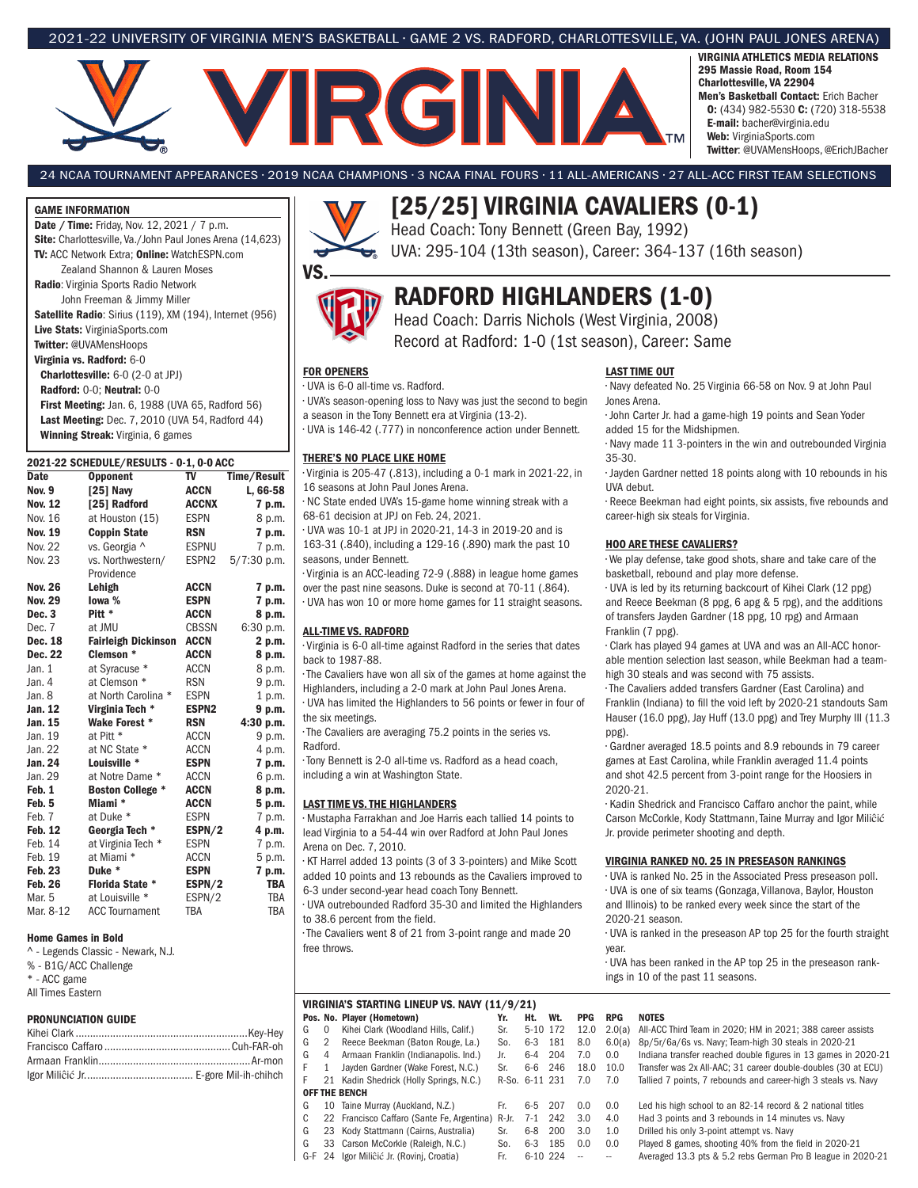2021-22 UNIVERSITY OF VIRGINIA MEN'S BASKETBALL · GAME 2 VS. RADFORD, CHARLOTTESVILLE, VA. (JOHN PAUL JONES ARENA)

**VIRGINIA ATHLETICS MEDIA RELATIONS**
**295 Massie Road, Room 154**
**Charlottesville, VA 22904**
**Men's Basketball Contact:** Erich Bacher
**O:** (434) 982-5530 **C:** (720) 318-5538
**E-mail:** bacher@virginia.edu
**Web:** VirginiaSports.com
**Twitter**: @UVAMensHoops, @ErichJBacher

24 NCAA TOURNAMENT APPEARANCES · 2019 NCAA CHAMPIONS · 3 NCAA FINAL FOURS · 11 ALL-AMERICANS · 27 ALL-ACC FIRST TEAM SELECTIONS

# [25/25] VIRGINIA CAVALIERS (0-1)

Head Coach: Tony Bennett (Green Bay, 1992)
UVA: 295-104 (13th season), Career: 364-137 (16th season)

VS.

# RADFORD HIGHLANDERS (1-0)

Head Coach: Darris Nichols (West Virginia, 2008)
Record at Radford: 1-0 (1st season), Career: Same

### GAME INFORMATION

**Date / Time:** Friday, Nov. 12, 2021 / 7 p.m.
**Site:** Charlottesville, Va./John Paul Jones Arena (14,623)
**TV:** ACC Network Extra; **Online:** WatchESPN.com
Zealand Shannon & Lauren Moses
**Radio**: Virginia Sports Radio Network
John Freeman & Jimmy Miller
**Satellite Radio**: Sirius (119), XM (194), Internet (956)
**Live Stats:** VirginiaSports.com
**Twitter:** @UVAMensHoops
**Virginia vs. Radford:** 6-0
**Charlottesville:** 6-0 (2-0 at JPJ)
**Radford:** 0-0; **Neutral:** 0-0
**First Meeting:** Jan. 6, 1988 (UVA 65, Radford 56)
**Last Meeting:** Dec. 7, 2010 (UVA 54, Radford 44)
**Winning Streak:** Virginia, 6 games

### 2021-22 SCHEDULE/RESULTS - 0-1, 0-0 ACC

| Date | Opponent | TV | Time/Result |
|---|---|---|---|
| **Nov. 9** | **[25] Navy** | **ACCN** | **L, 66-58** |
| **Nov. 12** | **[25] Radford** | **ACCNX** | **7 p.m.** |
| Nov. 16 | at Houston (15) | ESPN | 8 p.m. |
| **Nov. 19** | **Coppin State** | **RSN** | **7 p.m.** |
| Nov. 22 | vs. Georgia ^ | ESPNU | 7 p.m. |
| Nov. 23 | vs. Northwestern/ Providence | ESPN2 | 5/7:30 p.m. |
| **Nov. 26** | **Lehigh** | **ACCN** | **7 p.m.** |
| **Nov. 29** | **Iowa %** | **ESPN** | **7 p.m.** |
| **Dec. 3** | **Pitt *** | **ACCN** | **8 p.m.** |
| Dec. 7 | at JMU | CBSSN | 6:30 p.m. |
| **Dec. 18** | **Fairleigh Dickinson** | **ACCN** | **2 p.m.** |
| **Dec. 22** | **Clemson *** | **ACCN** | **8 p.m.** |
| Jan. 1 | at Syracuse * | ACCN | 8 p.m. |
| Jan. 4 | at Clemson * | RSN | 9 p.m. |
| Jan. 8 | at North Carolina * | ESPN | 1 p.m. |
| **Jan. 12** | **Virginia Tech *** | **ESPN2** | **9 p.m.** |
| **Jan. 15** | **Wake Forest *** | **RSN** | **4:30 p.m.** |
| Jan. 19 | at Pitt * | ACCN | 9 p.m. |
| Jan. 22 | at NC State * | ACCN | 4 p.m. |
| **Jan. 24** | **Louisville *** | **ESPN** | **7 p.m.** |
| Jan. 29 | at Notre Dame * | ACCN | 6 p.m. |
| **Feb. 1** | **Boston College *** | **ACCN** | **8 p.m.** |
| **Feb. 5** | **Miami *** | **ACCN** | **5 p.m.** |
| Feb. 7 | at Duke * | ESPN | 7 p.m. |
| **Feb. 12** | **Georgia Tech *** | **ESPN/2** | **4 p.m.** |
| Feb. 14 | at Virginia Tech * | ESPN | 7 p.m. |
| Feb. 19 | at Miami * | ACCN | 5 p.m. |
| **Feb. 23** | **Duke *** | **ESPN** | **7 p.m.** |
| **Feb. 26** | **Florida State *** | **ESPN/2** | **TBA** |
| Mar. 5 | at Louisville * | ESPN/2 | TBA |
| Mar. 8-12 | ACC Tournament | TBA | TBA |

**Home Games in Bold**
^ - Legends Classic - Newark, N.J.
% - B1G/ACC Challenge
* - ACC game
All Times Eastern

### PRONUNCIATION GUIDE

Kihei Clark ........ Key-Hey
Francisco Caffaro ........ Cuh-FAR-oh
Armaan Franklin ........ Ar-mon
Igor Miličić Jr. ........ E-gore Mil-ih-chihch

### FOR OPENERS

· UVA is 6-0 all-time vs. Radford.
· UVA's season-opening loss to Navy was just the second to begin a season in the Tony Bennett era at Virginia (13-2).
· UVA is 146-42 (.777) in nonconference action under Bennett.

### THERE'S NO PLACE LIKE HOME

· Virginia is 205-47 (.813), including a 0-1 mark in 2021-22, in 16 seasons at John Paul Jones Arena.
· NC State ended UVA's 15-game home winning streak with a 68-61 decision at JPJ on Feb. 24, 2021.
· UVA was 10-1 at JPJ in 2020-21, 14-3 in 2019-20 and is 163-31 (.840), including a 129-16 (.890) mark the past 10 seasons, under Bennett.
· Virginia is an ACC-leading 72-9 (.888) in league home games over the past nine seasons. Duke is second at 70-11 (.864).
· UVA has won 10 or more home games for 11 straight seasons.

### ALL-TIME VS. RADFORD

· Virginia is 6-0 all-time against Radford in the series that dates back to 1987-88.
· The Cavaliers have won all six of the games at home against the Highlanders, including a 2-0 mark at John Paul Jones Arena.
· UVA has limited the Highlanders to 56 points or fewer in four of the six meetings.
· The Cavaliers are averaging 75.2 points in the series vs. Radford.
· Tony Bennett is 2-0 all-time vs. Radford as a head coach, including a win at Washington State.

### LAST TIME VS. THE HIGHLANDERS

· Mustapha Farrakhan and Joe Harris each tallied 14 points to lead Virginia to a 54-44 win over Radford at John Paul Jones Arena on Dec. 7, 2010.
· KT Harrel added 13 points (3 of 3 3-pointers) and Mike Scott added 10 points and 13 rebounds as the Cavaliers improved to 6-3 under second-year head coach Tony Bennett.
· UVA outrebounded Radford 35-30 and limited the Highlanders to 38.6 percent from the field.
· The Cavaliers went 8 of 21 from 3-point range and made 20 free throws.

### LAST TIME OUT

· Navy defeated No. 25 Virginia 66-58 on Nov. 9 at John Paul Jones Arena.
· John Carter Jr. had a game-high 19 points and Sean Yoder added 15 for the Midshipmen.
· Navy made 11 3-pointers in the win and outrebounded Virginia 35-30.
· Jayden Gardner netted 18 points along with 10 rebounds in his UVA debut.
· Reece Beekman had eight points, six assists, five rebounds and career-high six steals for Virginia.

### HOO ARE THESE CAVALIERS?

· We play defense, take good shots, share and take care of the basketball, rebound and play more defense.
· UVA is led by its returning backcourt of Kihei Clark (12 ppg) and Reece Beekman (8 ppg, 6 apg & 5 rpg), and the additions of transfers Jayden Gardner (18 ppg, 10 rpg) and Armaan Franklin (7 ppg).
· Clark has played 94 games at UVA and was an All-ACC honorable mention selection last season, while Beekman had a team-high 30 steals and was second with 75 assists.
· The Cavaliers added transfers Gardner (East Carolina) and Franklin (Indiana) to fill the void left by 2020-21 standouts Sam Hauser (16.0 ppg), Jay Huff (13.0 ppg) and Trey Murphy III (11.3 ppg).
· Gardner averaged 18.5 points and 8.9 rebounds in 79 career games at East Carolina, while Franklin averaged 11.4 points and shot 42.5 percent from 3-point range for the Hoosiers in 2020-21.
· Kadin Shedrick and Francisco Caffaro anchor the paint, while Carson McCorkle, Kody Stattmann, Taine Murray and Igor Miličić Jr. provide perimeter shooting and depth.

### VIRGINIA RANKED NO. 25 IN PRESEASON RANKINGS

· UVA is ranked No. 25 in the Associated Press preseason poll.
· UVA is one of six teams (Gonzaga, Villanova, Baylor, Houston and Illinois) to be ranked every week since the start of the 2020-21 season.
· UVA is ranked in the preseason AP top 25 for the fourth straight year.
· UVA has been ranked in the AP top 25 in the preseason rankings in 10 of the past 11 seasons.

### VIRGINIA'S STARTING LINEUP VS. NAVY (11/9/21)

| Pos. | No. | Player (Hometown) | Yr. | Ht. | Wt. | PPG | RPG | NOTES |
|---|---|---|---|---|---|---|---|---|
| G | 0 | Kihei Clark (Woodland Hills, Calif.) | Sr. | 5-10 | 172 | 12.0 | 2.0(a) | All-ACC Third Team in 2020; HM in 2021; 388 career assists |
| G | 2 | Reece Beekman (Baton Rouge, La.) | So. | 6-3 | 181 | 8.0 | 6.0(a) | 8p/5r/6a/6s vs. Navy; Team-high 30 steals in 2020-21 |
| G | 4 | Armaan Franklin (Indianapolis. Ind.) | Jr. | 6-4 | 204 | 7.0 | 0.0 | Indiana transfer reached double figures in 13 games in 2020-21 |
| F | 1 | Jayden Gardner (Wake Forest, N.C.) | Sr. | 6-6 | 246 | 18.0 | 10.0 | Transfer was 2x All-AAC; 31 career double-doubles (30 at ECU) |
| F | 21 | Kadin Shedrick (Holly Springs, N.C.) | R-So. | 6-11 | 231 | 7.0 | 7.0 | Tallied 7 points, 7 rebounds and career-high 3 steals vs. Navy |
| **OFF THE BENCH** | | | | | | | | |
| G | 10 | Taine Murray (Auckland, N.Z.) | Fr. | 6-5 | 207 | 0.0 | 0.0 | Led his high school to an 82-14 record & 2 national titles |
| C | 22 | Francisco Caffaro (Sante Fe, Argentina) | R-Jr. | 7-1 | 242 | 3.0 | 4.0 | Had 3 points and 3 rebounds in 14 minutes vs. Navy |
| G | 23 | Kody Stattmann (Cairns, Australia) | Sr. | 6-8 | 200 | 3.0 | 1.0 | Drilled his only 3-point attempt vs. Navy |
| G | 33 | Carson McCorkle (Raleigh, N.C.) | So. | 6-3 | 185 | 0.0 | 0.0 | Played 8 games, shooting 40% from the field in 2020-21 |
| G-F | 24 | Igor Miličić Jr. (Rovinj, Croatia) | Fr. | 6-10 | 224 | -- | -- | Averaged 13.3 pts & 5.2 rebs German Pro B league in 2020-21 |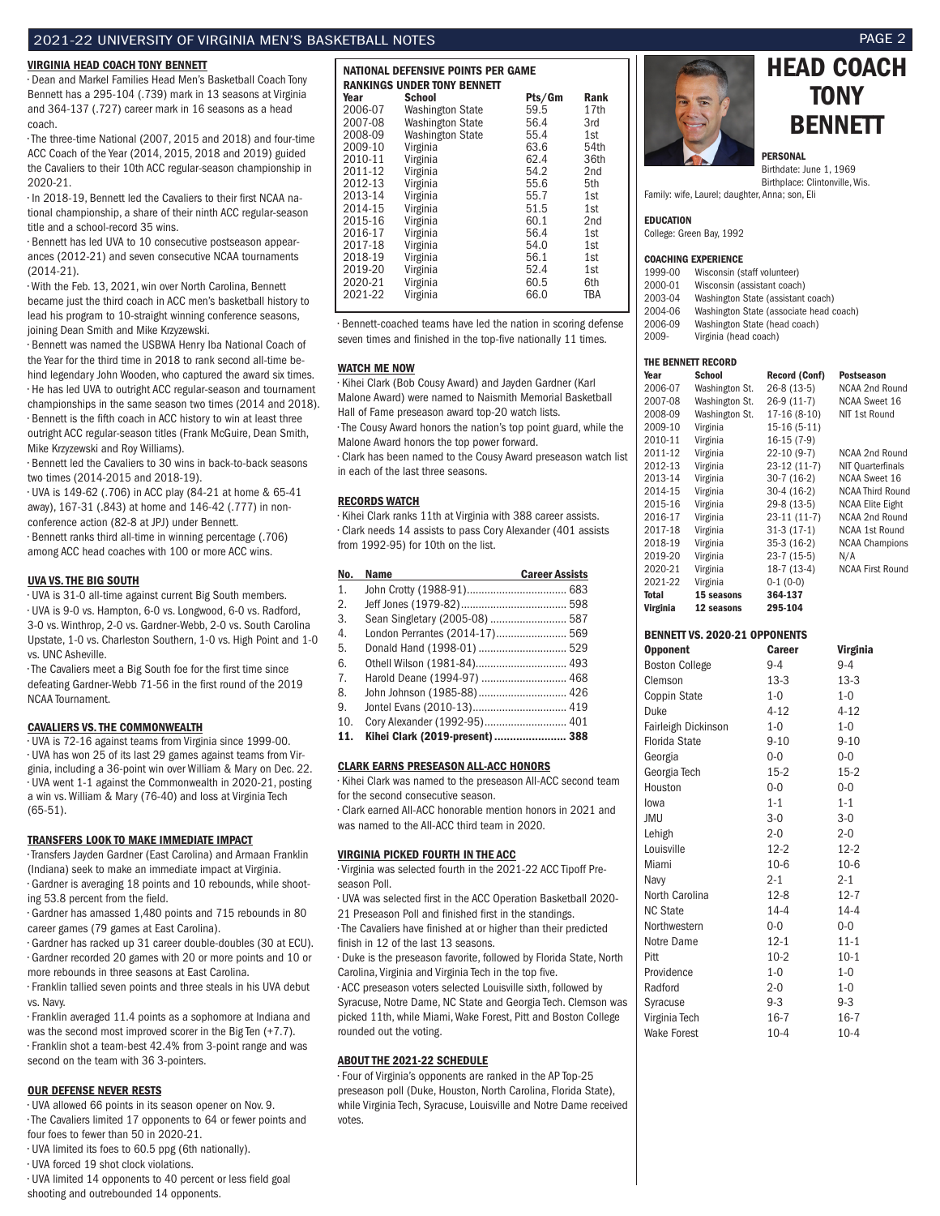## VIRGINIA HEAD COACH TONY BENNETT

· Dean and Markel Families Head Men's Basketball Coach Tony Bennett has a 295-104 (.739) mark in 13 seasons at Virginia and 364-137 (.727) career mark in 16 seasons as a head coach.

· The three-time National (2007, 2015 and 2018) and four-time ACC Coach of the Year (2014, 2015, 2018 and 2019) guided the Cavaliers to their 10th ACC regular-season championship in 2020-21.

· In 2018-19, Bennett led the Cavaliers to their first NCAA national championship, a share of their ninth ACC regular-season title and a school-record 35 wins.

· Bennett has led UVA to 10 consecutive postseason appearances (2012-21) and seven consecutive NCAA tournaments (2014-21).

· With the Feb. 13, 2021, win over North Carolina, Bennett became just the third coach in ACC men's basketball history to lead his program to 10-straight winning conference seasons, joining Dean Smith and Mike Krzyzewski.

· Bennett was named the USBWA Henry Iba National Coach of the Year for the third time in 2018 to rank second all-time behind legendary John Wooden, who captured the award six times.

· He has led UVA to outright ACC regular-season and tournament championships in the same season two times (2014 and 2018).

· Bennett is the fifth coach in ACC history to win at least three outright ACC regular-season titles (Frank McGuire, Dean Smith, Mike Krzyzewski and Roy Williams).

· Bennett led the Cavaliers to 30 wins in back-to-back seasons two times (2014-2015 and 2018-19).

· UVA is 149-62 (.706) in ACC play (84-21 at home & 65-41 away), 167-31 (.843) at home and 146-42 (.777) in non-conference action (82-8 at JPJ) under Bennett.

· Bennett ranks third all-time in winning percentage (.706) among ACC head coaches with 100 or more ACC wins.

## UVA VS. THE BIG SOUTH

· UVA is 31-0 all-time against current Big South members.

· UVA is 9-0 vs. Hampton, 6-0 vs. Longwood, 6-0 vs. Radford, 3-0 vs. Winthrop, 2-0 vs. Gardner-Webb, 2-0 vs. South Carolina Upstate, 1-0 vs. Charleston Southern, 1-0 vs. High Point and 1-0 vs. UNC Asheville.

· The Cavaliers meet a Big South foe for the first time since defeating Gardner-Webb 71-56 in the first round of the 2019 NCAA Tournament.

## CAVALIERS VS. THE COMMONWEALTH

· UVA is 72-16 against teams from Virginia since 1999-00.

· UVA has won 25 of its last 29 games against teams from Virginia, including a 36-point win over William & Mary on Dec. 22.

· UVA went 1-1 against the Commonwealth in 2020-21, posting a win vs. William & Mary (76-40) and loss at Virginia Tech (65-51).

## TRANSFERS LOOK TO MAKE IMMEDIATE IMPACT

· Transfers Jayden Gardner (East Carolina) and Armaan Franklin (Indiana) seek to make an immediate impact at Virginia.

· Gardner is averaging 18 points and 10 rebounds, while shooting 53.8 percent from the field.

· Gardner has amassed 1,480 points and 715 rebounds in 80 career games (79 games at East Carolina).

· Gardner has racked up 31 career double-doubles (30 at ECU).

· Gardner recorded 20 games with 20 or more points and 10 or more rebounds in three seasons at East Carolina.

· Franklin tallied seven points and three steals in his UVA debut vs. Navy.

· Franklin averaged 11.4 points as a sophomore at Indiana and was the second most improved scorer in the Big Ten (+7.7).

· Franklin shot a team-best 42.4% from 3-point range and was second on the team with 36 3-pointers.

## OUR DEFENSE NEVER RESTS

· UVA allowed 66 points in its season opener on Nov. 9.

· The Cavaliers limited 17 opponents to 64 or fewer points and four foes to fewer than 50 in 2020-21.

· UVA limited its foes to 60.5 ppg (6th nationally).

· UVA forced 19 shot clock violations.

· UVA limited 14 opponents to 40 percent or less field goal shooting and outrebounded 14 opponents.

## NATIONAL DEFENSIVE POINTS PER GAME RANKINGS UNDER TONY BENNETT

| Year | School | Pts/Gm | Rank |
|---|---|---|---|
| 2006-07 | Washington State | 59.5 | 17th |
| 2007-08 | Washington State | 56.4 | 3rd |
| 2008-09 | Washington State | 55.4 | 1st |
| 2009-10 | Virginia | 63.6 | 54th |
| 2010-11 | Virginia | 62.4 | 36th |
| 2011-12 | Virginia | 54.2 | 2nd |
| 2012-13 | Virginia | 55.6 | 5th |
| 2013-14 | Virginia | 55.7 | 1st |
| 2014-15 | Virginia | 51.5 | 1st |
| 2015-16 | Virginia | 60.1 | 2nd |
| 2016-17 | Virginia | 56.4 | 1st |
| 2017-18 | Virginia | 54.0 | 1st |
| 2018-19 | Virginia | 56.1 | 1st |
| 2019-20 | Virginia | 52.4 | 1st |
| 2020-21 | Virginia | 60.5 | 6th |
| 2021-22 | Virginia | 66.0 | TBA |

· Bennett-coached teams have led the nation in scoring defense seven times and finished in the top-five nationally 11 times.

## WATCH ME NOW

· Kihei Clark (Bob Cousy Award) and Jayden Gardner (Karl Malone Award) were named to Naismith Memorial Basketball Hall of Fame preseason award top-20 watch lists.

· The Cousy Award honors the nation's top point guard, while the Malone Award honors the top power forward.

· Clark has been named to the Cousy Award preseason watch list in each of the last three seasons.

## RECORDS WATCH

· Kihei Clark ranks 11th at Virginia with 388 career assists.

· Clark needs 14 assists to pass Cory Alexander (401 assists from 1992-95) for 10th on the list.

| No. | Name | Career Assists |
|---|---|---|
| 1. | John Crotty (1988-91) | 683 |
| 2. | Jeff Jones (1979-82) | 598 |
| 3. | Sean Singletary (2005-08) | 587 |
| 4. | London Perrantes (2014-17) | 569 |
| 5. | Donald Hand (1998-01) | 529 |
| 6. | Othell Wilson (1981-84) | 493 |
| 7. | Harold Deane (1994-97) | 468 |
| 8. | John Johnson (1985-88) | 426 |
| 9. | Jontel Evans (2010-13) | 419 |
| 10. | Cory Alexander (1992-95) | 401 |
| **11.** | **Kihei Clark (2019-present)** | **388** |

## CLARK EARNS PRESEASON ALL-ACC HONORS

· Kihei Clark was named to the preseason All-ACC second team for the second consecutive season.

· Clark earned All-ACC honorable mention honors in 2021 and was named to the All-ACC third team in 2020.

## VIRGINIA PICKED FOURTH IN THE ACC

· Virginia was selected fourth in the 2021-22 ACC Tipoff Preseason Poll.

· UVA was selected first in the ACC Operation Basketball 2020-21 Preseason Poll and finished first in the standings.

· The Cavaliers have finished at or higher than their predicted finish in 12 of the last 13 seasons.

· Duke is the preseason favorite, followed by Florida State, North Carolina, Virginia and Virginia Tech in the top five.

· ACC preseason voters selected Louisville sixth, followed by Syracuse, Notre Dame, NC State and Georgia Tech. Clemson was picked 11th, while Miami, Wake Forest, Pitt and Boston College rounded out the voting.

## ABOUT THE 2021-22 SCHEDULE

· Four of Virginia's opponents are ranked in the AP Top-25 preseason poll (Duke, Houston, North Carolina, Florida State), while Virginia Tech, Syracuse, Louisville and Notre Dame received votes.

# HEAD COACH TONY BENNETT

### PERSONAL

Birthdate: June 1, 1969
Birthplace: Clintonville, Wis.
Family: wife, Laurel; daughter, Anna; son, Eli

### EDUCATION

College: Green Bay, 1992

### COACHING EXPERIENCE

| | |
|---|---|
| 1999-00 | Wisconsin (staff volunteer) |
| 2000-01 | Wisconsin (assistant coach) |
| 2003-04 | Washington State (assistant coach) |
| 2004-06 | Washington State (associate head coach) |
| 2006-09 | Washington State (head coach) |
| 2009- | Virginia (head coach) |

### THE BENNETT RECORD

| Year | School | Record (Conf) | Postseason |
|---|---|---|---|
| 2006-07 | Washington St. | 26-8 (13-5) | NCAA 2nd Round |
| 2007-08 | Washington St. | 26-9 (11-7) | NCAA Sweet 16 |
| 2008-09 | Washington St. | 17-16 (8-10) | NIT 1st Round |
| 2009-10 | Virginia | 15-16 (5-11) | |
| 2010-11 | Virginia | 16-15 (7-9) | |
| 2011-12 | Virginia | 22-10 (9-7) | NCAA 2nd Round |
| 2012-13 | Virginia | 23-12 (11-7) | NIT Quarterfinals |
| 2013-14 | Virginia | 30-7 (16-2) | NCAA Sweet 16 |
| 2014-15 | Virginia | 30-4 (16-2) | NCAA Third Round |
| 2015-16 | Virginia | 29-8 (13-5) | NCAA Elite Eight |
| 2016-17 | Virginia | 23-11 (11-7) | NCAA 2nd Round |
| 2017-18 | Virginia | 31-3 (17-1) | NCAA 1st Round |
| 2018-19 | Virginia | 35-3 (16-2) | NCAA Champions |
| 2019-20 | Virginia | 23-7 (15-5) | N/A |
| 2020-21 | Virginia | 18-7 (13-4) | NCAA First Round |
| 2021-22 | Virginia | 0-1 (0-0) | |
| **Total** | **15 seasons** | **364-137** | |
| **Virginia** | **12 seasons** | **295-104** | |

### BENNETT VS. 2020-21 OPPONENTS

| Opponent | Career | Virginia |
|---|---|---|
| Boston College | 9-4 | 9-4 |
| Clemson | 13-3 | 13-3 |
| Coppin State | 1-0 | 1-0 |
| Duke | 4-12 | 4-12 |
| Fairleigh Dickinson | 1-0 | 1-0 |
| Florida State | 9-10 | 9-10 |
| Georgia | 0-0 | 0-0 |
| Georgia Tech | 15-2 | 15-2 |
| Houston | 0-0 | 0-0 |
| Iowa | 1-1 | 1-1 |
| JMU | 3-0 | 3-0 |
| Lehigh | 2-0 | 2-0 |
| Louisville | 12-2 | 12-2 |
| Miami | 10-6 | 10-6 |
| Navy | 2-1 | 2-1 |
| North Carolina | 12-8 | 12-7 |
| NC State | 14-4 | 14-4 |
| Northwestern | 0-0 | 0-0 |
| Notre Dame | 12-1 | 11-1 |
| Pitt | 10-2 | 10-1 |
| Providence | 1-0 | 1-0 |
| Radford | 2-0 | 1-0 |
| Syracuse | 9-3 | 9-3 |
| Virginia Tech | 16-7 | 16-7 |
| Wake Forest | 10-4 | 10-4 |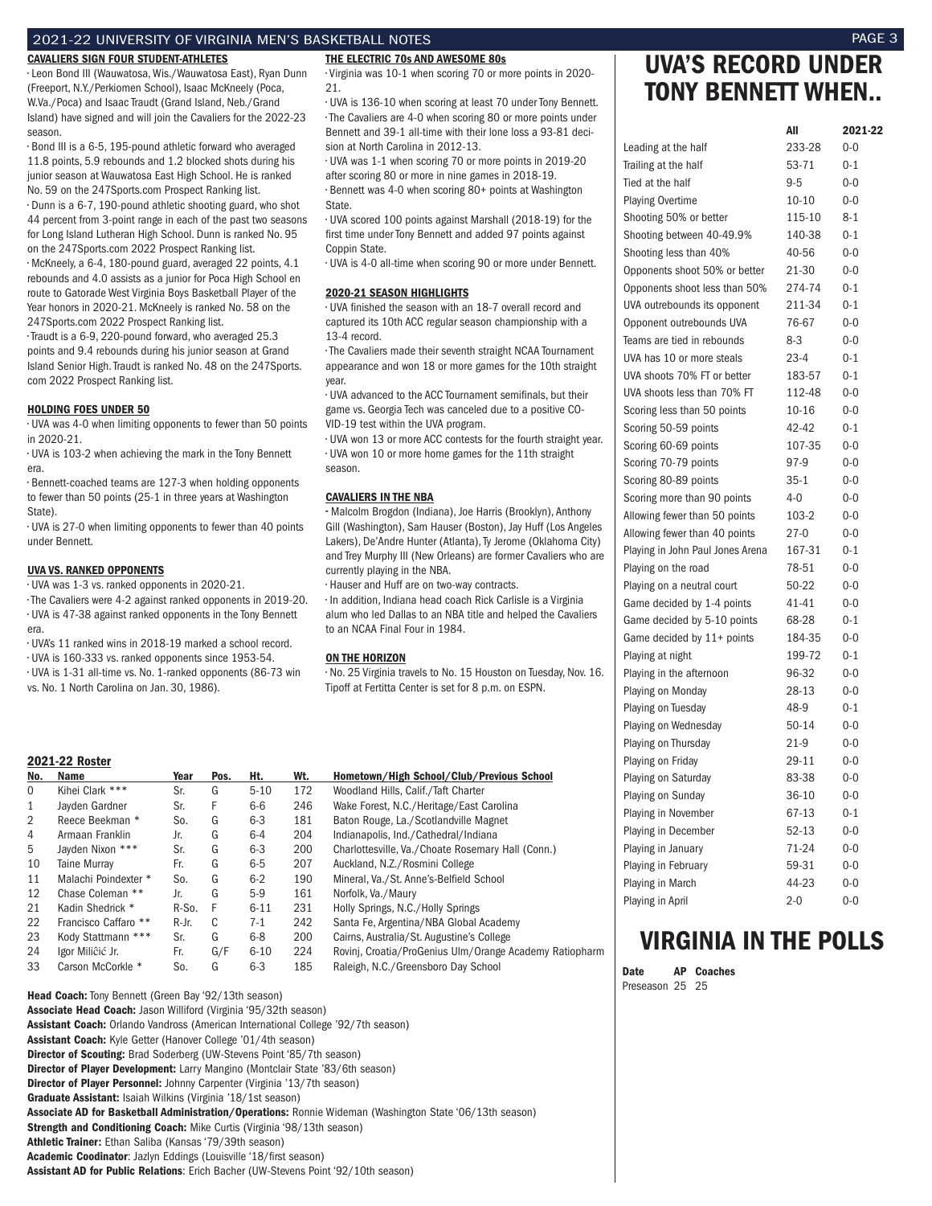## CAVALIERS SIGN FOUR STUDENT-ATHLETES

· Leon Bond III (Wauwatosa, Wis./Wauwatosa East), Ryan Dunn (Freeport, N.Y./Perkiomen School), Isaac McKneely (Poca, W.Va./Poca) and Isaac Traudt (Grand Island, Neb./Grand Island) have signed and will join the Cavaliers for the 2022-23 season.

· Bond III is a 6-5, 195-pound athletic forward who averaged 11.8 points, 5.9 rebounds and 1.2 blocked shots during his junior season at Wauwatosa East High School. He is ranked No. 59 on the 247Sports.com Prospect Ranking list.

· Dunn is a 6-7, 190-pound athletic shooting guard, who shot 44 percent from 3-point range in each of the past two seasons for Long Island Lutheran High School. Dunn is ranked No. 95 on the 247Sports.com 2022 Prospect Ranking list.

· McKneely, a 6-4, 180-pound guard, averaged 22 points, 4.1 rebounds and 4.0 assists as a junior for Poca High School en route to Gatorade West Virginia Boys Basketball Player of the Year honors in 2020-21. McKneely is ranked No. 58 on the 247Sports.com 2022 Prospect Ranking list.

· Traudt is a 6-9, 220-pound forward, who averaged 25.3 points and 9.4 rebounds during his junior season at Grand Island Senior High. Traudt is ranked No. 48 on the 247Sports.com 2022 Prospect Ranking list.

## HOLDING FOES UNDER 50

· UVA was 4-0 when limiting opponents to fewer than 50 points in 2020-21.

· UVA is 103-2 when achieving the mark in the Tony Bennett era.

· Bennett-coached teams are 127-3 when holding opponents to fewer than 50 points (25-1 in three years at Washington State).

· UVA is 27-0 when limiting opponents to fewer than 40 points under Bennett.

## UVA VS. RANKED OPPONENTS

· UVA was 1-3 vs. ranked opponents in 2020-21.

· The Cavaliers were 4-2 against ranked opponents in 2019-20.

· UVA is 47-38 against ranked opponents in the Tony Bennett era.

· UVA's 11 ranked wins in 2018-19 marked a school record.

· UVA is 160-333 vs. ranked opponents since 1953-54.

· UVA is 1-31 all-time vs. No. 1-ranked opponents (86-73 win vs. No. 1 North Carolina on Jan. 30, 1986).

## THE ELECTRIC 70s AND AWESOME 80s

· Virginia was 10-1 when scoring 70 or more points in 2020-21.

· UVA is 136-10 when scoring at least 70 under Tony Bennett.

· The Cavaliers are 4-0 when scoring 80 or more points under Bennett and 39-1 all-time with their lone loss a 93-81 decision at North Carolina in 2012-13.

· UVA was 1-1 when scoring 70 or more points in 2019-20 after scoring 80 or more in nine games in 2018-19.

· Bennett was 4-0 when scoring 80+ points at Washington State.

· UVA scored 100 points against Marshall (2018-19) for the first time under Tony Bennett and added 97 points against Coppin State.

· UVA is 4-0 all-time when scoring 90 or more under Bennett.

## 2020-21 SEASON HIGHLIGHTS

· UVA finished the season with an 18-7 overall record and captured its 10th ACC regular season championship with a 13-4 record.

· The Cavaliers made their seventh straight NCAA Tournament appearance and won 18 or more games for the 10th straight year.

· UVA advanced to the ACC Tournament semifinals, but their game vs. Georgia Tech was canceled due to a positive COVID-19 test within the UVA program.

· UVA won 13 or more ACC contests for the fourth straight year.

· UVA won 10 or more home games for the 11th straight season.

## CAVALIERS IN THE NBA

- Malcolm Brogdon (Indiana), Joe Harris (Brooklyn), Anthony Gill (Washington), Sam Hauser (Boston), Jay Huff (Los Angeles Lakers), De'Andre Hunter (Atlanta), Ty Jerome (Oklahoma City) and Trey Murphy III (New Orleans) are former Cavaliers who are currently playing in the NBA.

· Hauser and Huff are on two-way contracts.

· In addition, Indiana head coach Rick Carlisle is a Virginia alum who led Dallas to an NBA title and helped the Cavaliers to an NCAA Final Four in 1984.

## ON THE HORIZON

· No. 25 Virginia travels to No. 15 Houston on Tuesday, Nov. 16. Tipoff at Fertitta Center is set for 8 p.m. on ESPN.

## 2021-22 Roster

| No. | Name | Year | Pos. | Ht. | Wt. | Hometown/High School/Club/Previous School |
|---|---|---|---|---|---|---|
| 0 | Kihei Clark *** | Sr. | G | 5-10 | 172 | Woodland Hills, Calif./Taft Charter |
| 1 | Jayden Gardner | Sr. | F | 6-6 | 246 | Wake Forest, N.C./Heritage/East Carolina |
| 2 | Reece Beekman * | So. | G | 6-3 | 181 | Baton Rouge, La./Scotlandville Magnet |
| 4 | Armaan Franklin | Jr. | G | 6-4 | 204 | Indianapolis, Ind./Cathedral/Indiana |
| 5 | Jayden Nixon *** | Sr. | G | 6-3 | 200 | Charlottesville, Va./Choate Rosemary Hall (Conn.) |
| 10 | Taine Murray | Fr. | G | 6-5 | 207 | Auckland, N.Z./Rosmini College |
| 11 | Malachi Poindexter * | So. | G | 6-2 | 190 | Mineral, Va./St. Anne's-Belfield School |
| 12 | Chase Coleman ** | Jr. | G | 5-9 | 161 | Norfolk, Va./Maury |
| 21 | Kadin Shedrick * | R-So. | F | 6-11 | 231 | Holly Springs, N.C./Holly Springs |
| 22 | Francisco Caffaro ** | R-Jr. | C | 7-1 | 242 | Santa Fe, Argentina/NBA Global Academy |
| 23 | Kody Stattmann *** | Sr. | G | 6-8 | 200 | Cairns, Australia/St. Augustine's College |
| 24 | Igor Miličić Jr. | Fr. | G/F | 6-10 | 224 | Rovinj, Croatia/ProGenius Ulm/Orange Academy Ratiopharm |
| 33 | Carson McCorkle * | So. | G | 6-3 | 185 | Raleigh, N.C./Greensboro Day School |

**Head Coach:** Tony Bennett (Green Bay '92/13th season)
**Associate Head Coach:** Jason Williford (Virginia '95/32th season)
**Assistant Coach:** Orlando Vandross (American International College '92/7th season)
**Assistant Coach:** Kyle Getter (Hanover College '01/4th season)
**Director of Scouting:** Brad Soderberg (UW-Stevens Point '85/7th season)
**Director of Player Development:** Larry Mangino (Montclair State '83/6th season)
**Director of Player Personnel:** Johnny Carpenter (Virginia '13/7th season)
**Graduate Assistant:** Isaiah Wilkins (Virginia '18/1st season)
**Associate AD for Basketball Administration/Operations:** Ronnie Wideman (Washington State '06/13th season)
**Strength and Conditioning Coach:** Mike Curtis (Virginia '98/13th season)
**Athletic Trainer:** Ethan Saliba (Kansas '79/39th season)
**Academic Coodinator**: Jazlyn Eddings (Louisville '18/first season)
**Assistant AD for Public Relations**: Erich Bacher (UW-Stevens Point '92/10th season)

# UVA'S RECORD UNDER TONY BENNETT WHEN..

| | All | 2021-22 |
|---|---|---|
| Leading at the half | 233-28 | 0-0 |
| Trailing at the half | 53-71 | 0-1 |
| Tied at the half | 9-5 | 0-0 |
| Playing Overtime | 10-10 | 0-0 |
| Shooting 50% or better | 115-10 | 8-1 |
| Shooting between 40-49.9% | 140-38 | 0-1 |
| Shooting less than 40% | 40-56 | 0-0 |
| Opponents shoot 50% or better | 21-30 | 0-0 |
| Opponents shoot less than 50% | 274-74 | 0-1 |
| UVA outrebounds its opponent | 211-34 | 0-1 |
| Opponent outrebounds UVA | 76-67 | 0-0 |
| Teams are tied in rebounds | 8-3 | 0-0 |
| UVA has 10 or more steals | 23-4 | 0-1 |
| UVA shoots 70% FT or better | 183-57 | 0-1 |
| UVA shoots less than 70% FT | 112-48 | 0-0 |
| Scoring less than 50 points | 10-16 | 0-0 |
| Scoring 50-59 points | 42-42 | 0-1 |
| Scoring 60-69 points | 107-35 | 0-0 |
| Scoring 70-79 points | 97-9 | 0-0 |
| Scoring 80-89 points | 35-1 | 0-0 |
| Scoring more than 90 points | 4-0 | 0-0 |
| Allowing fewer than 50 points | 103-2 | 0-0 |
| Allowing fewer than 40 points | 27-0 | 0-0 |
| Playing in John Paul Jones Arena | 167-31 | 0-1 |
| Playing on the road | 78-51 | 0-0 |
| Playing on a neutral court | 50-22 | 0-0 |
| Game decided by 1-4 points | 41-41 | 0-0 |
| Game decided by 5-10 points | 68-28 | 0-1 |
| Game decided by 11+ points | 184-35 | 0-0 |
| Playing at night | 199-72 | 0-1 |
| Playing in the afternoon | 96-32 | 0-0 |
| Playing on Monday | 28-13 | 0-0 |
| Playing on Tuesday | 48-9 | 0-1 |
| Playing on Wednesday | 50-14 | 0-0 |
| Playing on Thursday | 21-9 | 0-0 |
| Playing on Friday | 29-11 | 0-0 |
| Playing on Saturday | 83-38 | 0-0 |
| Playing on Sunday | 36-10 | 0-0 |
| Playing in November | 67-13 | 0-1 |
| Playing in December | 52-13 | 0-0 |
| Playing in January | 71-24 | 0-0 |
| Playing in February | 59-31 | 0-0 |
| Playing in March | 44-23 | 0-0 |
| Playing in April | 2-0 | 0-0 |

# VIRGINIA IN THE POLLS

| Date | AP | Coaches |
|---|---|---|
| Preseason | 25 | 25 |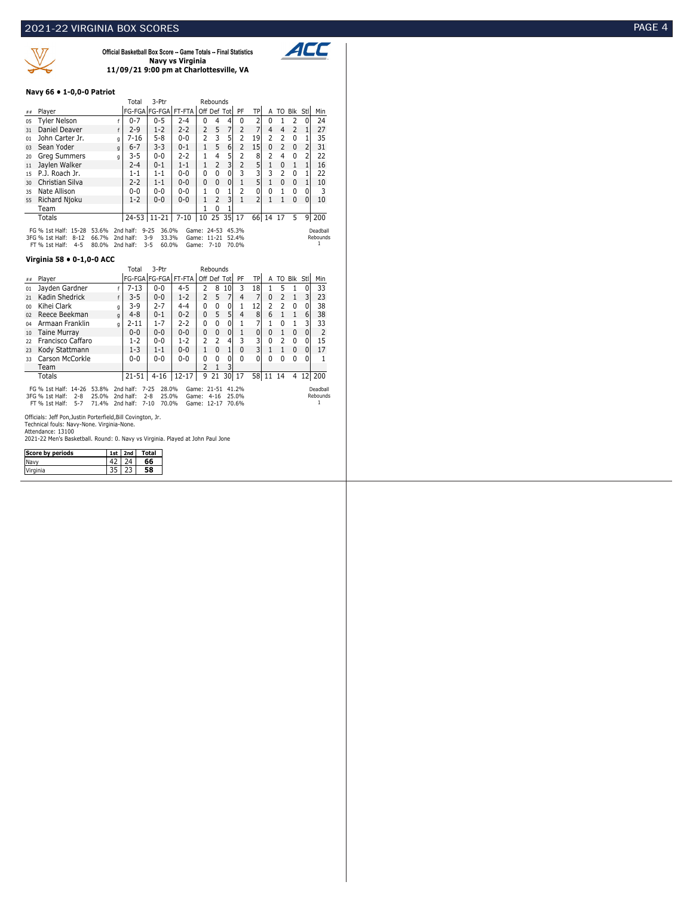Official Basketball Box Score -- Game Totals -- Final Statistics
**Navy vs Virginia**
**11/09/21 9:00 pm at Charlottesville, VA**

### Navy 66 • 1-0,0-0 Patriot

| ## | Player | | Total FG-FGA | 3-Ptr FG-FGA | FT-FTA | Rebounds Off | Def | Tot | PF | TP | A | TO | Blk | Stl | Min |
|---|---|---|---|---|---|---|---|---|---|---|---|---|---|---|---|
| 05 | Tyler Nelson | f | 0-7 | 0-5 | 2-4 | 0 | 4 | 4 | 0 | 2 | 0 | 1 | 2 | 0 | 24 |
| 31 | Daniel Deaver | f | 2-9 | 1-2 | 2-2 | 2 | 5 | 7 | 2 | 7 | 4 | 4 | 2 | 1 | 27 |
| 01 | John Carter Jr. | g | 7-16 | 5-8 | 0-0 | 2 | 3 | 5 | 2 | 19 | 2 | 2 | 0 | 1 | 35 |
| 03 | Sean Yoder | g | 6-7 | 3-3 | 0-1 | 1 | 5 | 6 | 2 | 15 | 0 | 2 | 0 | 2 | 31 |
| 20 | Greg Summers | g | 3-5 | 0-0 | 2-2 | 1 | 4 | 5 | 2 | 8 | 2 | 4 | 0 | 2 | 22 |
| 11 | Jaylen Walker | | 2-4 | 0-1 | 1-1 | 1 | 2 | 3 | 2 | 5 | 1 | 0 | 1 | 1 | 16 |
| 15 | P.J. Roach Jr. | | 1-1 | 1-1 | 0-0 | 0 | 0 | 0 | 3 | 3 | 3 | 2 | 0 | 1 | 22 |
| 30 | Christian Silva | | 2-2 | 1-1 | 0-0 | 0 | 0 | 0 | 1 | 5 | 1 | 0 | 0 | 1 | 10 |
| 35 | Nate Allison | | 0-0 | 0-0 | 0-0 | 1 | 0 | 1 | 2 | 0 | 0 | 1 | 0 | 0 | 3 |
| 55 | Richard Njoku | | 1-2 | 0-0 | 0-0 | 1 | 2 | 3 | 1 | 2 | 1 | 1 | 0 | 0 | 10 |
| | Team | | | | | 1 | 0 | 1 | | | | | | | |
| | Totals | | 24-53 | 11-21 | 7-10 | 10 | 25 | 35 | 17 | 66 | 14 | 17 | 5 | 9 | 200 |

FG % 1st Half: 15-28 53.6% 2nd half: 9-25 36.0% Game: 24-53 45.3%
3FG % 1st Half: 8-12 66.7% 2nd half: 3-9 33.3% Game: 11-21 52.4%
FT % 1st Half: 4-5 80.0% 2nd half: 3-5 60.0% Game: 7-10 70.0%

Deadball Rebounds 1

### Virginia 58 • 0-1,0-0 ACC

| ## | Player | | Total FG-FGA | 3-Ptr FG-FGA | FT-FTA | Rebounds Off | Def | Tot | PF | TP | A | TO | Blk | Stl | Min |
|---|---|---|---|---|---|---|---|---|---|---|---|---|---|---|---|
| 01 | Jayden Gardner | f | 7-13 | 0-0 | 4-5 | 2 | 8 | 10 | 3 | 18 | 1 | 5 | 1 | 0 | 33 |
| 21 | Kadin Shedrick | f | 3-5 | 0-0 | 1-2 | 2 | 5 | 7 | 4 | 7 | 0 | 2 | 1 | 3 | 23 |
| 00 | Kihei Clark | g | 3-9 | 2-7 | 4-4 | 0 | 0 | 0 | 1 | 12 | 2 | 2 | 0 | 0 | 38 |
| 02 | Reece Beekman | g | 4-8 | 0-1 | 0-2 | 0 | 5 | 5 | 4 | 8 | 6 | 1 | 1 | 6 | 38 |
| 04 | Armaan Franklin | g | 2-11 | 1-7 | 2-2 | 0 | 0 | 0 | 1 | 7 | 1 | 0 | 1 | 3 | 33 |
| 10 | Taine Murray | | 0-0 | 0-0 | 0-0 | 0 | 0 | 0 | 1 | 0 | 0 | 1 | 0 | 0 | 2 |
| 22 | Francisco Caffaro | | 1-2 | 0-0 | 1-2 | 2 | 2 | 4 | 3 | 3 | 0 | 2 | 0 | 0 | 15 |
| 23 | Kody Stattmann | | 1-3 | 1-1 | 0-0 | 1 | 0 | 1 | 0 | 3 | 1 | 1 | 0 | 0 | 17 |
| 33 | Carson McCorkle | | 0-0 | 0-0 | 0-0 | 0 | 0 | 0 | 0 | 0 | 0 | 0 | 0 | 0 | 1 |
| | Team | | | | | 2 | 1 | 3 | | | | | | | |
| | Totals | | 21-51 | 4-16 | 12-17 | 9 | 21 | 30 | 17 | 58 | 11 | 14 | 4 | 12 | 200 |

FG % 1st Half: 14-26 53.8% 2nd half: 7-25 28.0% Game: 21-51 41.2%
3FG % 1st Half: 2-8 25.0% 2nd half: 2-8 25.0% Game: 4-16 25.0%
FT % 1st Half: 5-7 71.4% 2nd half: 7-10 70.0% Game: 12-17 70.6%

Deadball Rebounds 1

Officials: Jeff Pon,Justin Porterfield,Bill Covington, Jr.
Technical fouls: Navy-None. Virginia-None.
Attendance: 13100
2021-22 Men's Basketball. Round: 0. Navy vs Virginia. Played at John Paul Jone

| Score by periods | 1st | 2nd | Total |
|---|---|---|---|
| Navy | 42 | 24 | **66** |
| Virginia | 35 | 23 | **58** |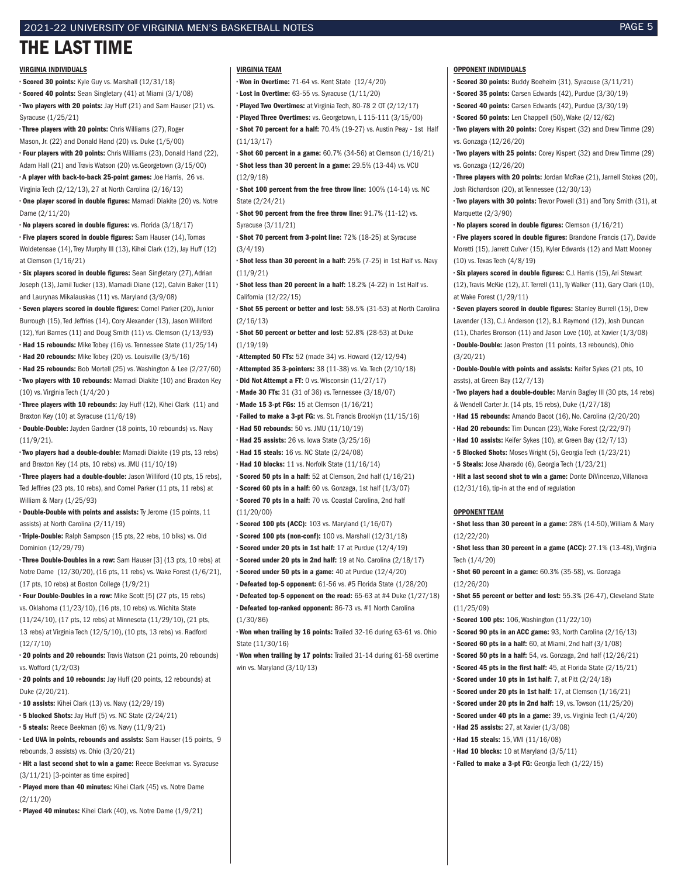# THE LAST TIME

### VIRGINIA INDIVIDUALS

- **Scored 30 points:** Kyle Guy vs. Marshall (12/31/18)
- **Scored 40 points:** Sean Singletary (41) at Miami (3/1/08)
- **Two players with 20 points:** Jay Huff (21) and Sam Hauser (21) vs. Syracuse (1/25/21)
- **Three players with 20 points:** Chris Williams (27), Roger Mason, Jr. (22) and Donald Hand (20) vs. Duke (1/5/00)
- **Four players with 20 points:** Chris Williams (23), Donald Hand (22), Adam Hall (21) and Travis Watson (20) vs.Georgetown (3/15/00)
- **A player with back-to-back 25-point games:** Joe Harris, 26 vs. Virginia Tech (2/12/13), 27 at North Carolina (2/16/13)
- **One player scored in double figures:** Mamadi Diakite (20) vs. Notre Dame (2/11/20)
- **No players scored in double figures:** vs. Florida (3/18/17)
- **Five players scored in double figures:** Sam Hauser (14), Tomas Woldetensae (14), Trey Murphy III (13), Kihei Clark (12), Jay Huff (12) at Clemson (1/16/21)
- **Six players scored in double figures:** Sean Singletary (27), Adrian Joseph (13), Jamil Tucker (13), Mamadi Diane (12), Calvin Baker (11) and Laurynas Mikalauskas (11) vs. Maryland (3/9/08)
- **Seven players scored in double figures:** Cornel Parker (20), Junior Burrough (15), Ted Jeffries (14), Cory Alexander (13), Jason Williford (12), Yuri Barnes (11) and Doug Smith (11) vs. Clemson (1/13/93)
- **Had 15 rebounds:** Mike Tobey (16) vs. Tennessee State (11/25/14)
- **Had 20 rebounds:** Mike Tobey (20) vs. Louisville (3/5/16)
- **Had 25 rebounds:** Bob Mortell (25) vs. Washington & Lee (2/27/60)
- **Two players with 10 rebounds:** Mamadi Diakite (10) and Braxton Key (10) vs. Virginia Tech (1/4/20 )
- **Three players with 10 rebounds:** Jay Huff (12), Kihei Clark (11) and Braxton Key (10) at Syracuse (11/6/19)
- **Double-Double:** Jayden Gardner (18 points, 10 rebounds) vs. Navy (11/9/21).
- **Two players had a double-double:** Mamadi Diakite (19 pts, 13 rebs) and Braxton Key (14 pts, 10 rebs) vs. JMU (11/10/19)
- **Three players had a double-double:** Jason Williford (10 pts, 15 rebs), Ted Jeffries (23 pts, 10 rebs), and Cornel Parker (11 pts, 11 rebs) at William & Mary (1/25/93)
- **Double-Double with points and assists:** Ty Jerome (15 points, 11 assists) at North Carolina (2/11/19)
- **Triple-Double:** Ralph Sampson (15 pts, 22 rebs, 10 blks) vs. Old Dominion (12/29/79)
- **Three Double-Doubles in a row:** Sam Hauser [3] (13 pts, 10 rebs) at Notre Dame (12/30/20), (16 pts, 11 rebs) vs. Wake Forest (1/6/21), (17 pts, 10 rebs) at Boston College (1/9/21)
- **Four Double-Doubles in a row:** Mike Scott [5] (27 pts, 15 rebs) vs. Oklahoma (11/23/10), (16 pts, 10 rebs) vs. Wichita State (11/24/10), (17 pts, 12 rebs) at Minnesota (11/29/10), (21 pts, 13 rebs) at Virginia Tech (12/5/10), (10 pts, 13 rebs) vs. Radford (12/7/10)
- **20 points and 20 rebounds:** Travis Watson (21 points, 20 rebounds) vs. Wofford (1/2/03)
- **20 points and 10 rebounds:** Jay Huff (20 points, 12 rebounds) at Duke (2/20/21).
- **10 assists:** Kihei Clark (13) vs. Navy (12/29/19)
- **5 blocked Shots:** Jay Huff (5) vs. NC State (2/24/21)
- **5 steals:** Reece Beekman (6) vs. Navy (11/9/21)
- **Led UVA in points, rebounds and assists:** Sam Hauser (15 points, 9 rebounds, 3 assists) vs. Ohio (3/20/21)
- **Hit a last second shot to win a game:** Reece Beekman vs. Syracuse (3/11/21) [3-pointer as time expired]
- **Played more than 40 minutes:** Kihei Clark (45) vs. Notre Dame (2/11/20)
- **Played 40 minutes:** Kihei Clark (40), vs. Notre Dame (1/9/21)

### VIRGINIA TEAM

- **Won in Overtime:** 71-64 vs. Kent State (12/4/20)
- **Lost in Overtime:** 63-55 vs. Syracuse (1/11/20)
- **Played Two Overtimes:** at Virginia Tech, 80-78 2 OT (2/12/17)
- **Played Three Overtimes:** vs. Georgetown, L 115-111 (3/15/00)
- **Shot 70 percent for a half:** 70.4% (19-27) vs. Austin Peay - 1st Half (11/13/17)
- **Shot 60 percent in a game:** 60.7% (34-56) at Clemson (1/16/21)
- **Shot less than 30 percent in a game:** 29.5% (13-44) vs. VCU (12/9/18)
- **Shot 100 percent from the free throw line:** 100% (14-14) vs. NC State (2/24/21)
- **Shot 90 percent from the free throw line:** 91.7% (11-12) vs. Syracuse (3/11/21)
- **Shot 70 percent from 3-point line:** 72% (18-25) at Syracuse (3/4/19)
- **Shot less than 30 percent in a half:** 25% (7-25) in 1st Half vs. Navy (11/9/21)
- **Shot less than 20 percent in a half:** 18.2% (4-22) in 1st Half vs. California (12/22/15)
- **Shot 55 percent or better and lost:** 58.5% (31-53) at North Carolina (2/16/13)
- **Shot 50 percent or better and lost:** 52.8% (28-53) at Duke (1/19/19)
- **Attempted 50 FTs:** 52 (made 34) vs. Howard (12/12/94)
- **Attempted 35 3-pointers:** 38 (11-38) vs. Va. Tech (2/10/18)
- **Did Not Attempt a FT:** 0 vs. Wisconsin (11/27/17)
- **Made 30 FTs:** 31 (31 of 36) vs. Tennessee (3/18/07)
- **Made 15 3-pt FGs:** 15 at Clemson (1/16/21)
- **Failed to make a 3-pt FG:** vs. St. Francis Brooklyn (11/15/16)
- **Had 50 rebounds:** 50 vs. JMU (11/10/19)
- **Had 25 assists:** 26 vs. Iowa State (3/25/16)
- **Had 15 steals:** 16 vs. NC State (2/24/08)
- **Had 10 blocks:** 11 vs. Norfolk State (11/16/14)
- **Scored 50 pts in a half:** 52 at Clemson, 2nd half (1/16/21)
- **Scored 60 pts in a half:** 60 vs. Gonzaga, 1st half (1/3/07)
- **Scored 70 pts in a half:** 70 vs. Coastal Carolina, 2nd half (11/20/00)
- **Scored 100 pts (ACC):** 103 vs. Maryland (1/16/07)
- **Scored 100 pts (non-conf):** 100 vs. Marshall (12/31/18)
- **Scored under 20 pts in 1st half:** 17 at Purdue (12/4/19)
- **Scored under 20 pts in 2nd half:** 19 at No. Carolina (2/18/17)
- **Scored under 50 pts in a game:** 40 at Purdue (12/4/20)
- **Defeated top-5 opponent:** 61-56 vs. #5 Florida State (1/28/20)
- **Defeated top-5 opponent on the road:** 65-63 at #4 Duke (1/27/18)
- **Defeated top-ranked opponent:** 86-73 vs. #1 North Carolina (1/30/86)
- **Won when trailing by 16 points:** Trailed 32-16 during 63-61 vs. Ohio State (11/30/16)
- **Won when trailing by 17 points:** Trailed 31-14 during 61-58 overtime win vs. Maryland (3/10/13)

### OPPONENT INDIVIDUALS

- **Scored 30 points:** Buddy Boeheim (31), Syracuse (3/11/21)
- **Scored 35 points:** Carsen Edwards (42), Purdue (3/30/19)
- **Scored 40 points:** Carsen Edwards (42), Purdue (3/30/19)
- **Scored 50 points:** Len Chappell (50), Wake (2/12/62)
- **Two players with 20 points:** Corey Kispert (32) and Drew Timme (29) vs. Gonzaga (12/26/20)
- **Two players with 25 points:** Corey Kispert (32) and Drew Timme (29) vs. Gonzaga (12/26/20)
- **Three players with 20 points:** Jordan McRae (21), Jarnell Stokes (20), Josh Richardson (20), at Tennessee (12/30/13)
- **Two players with 30 points:** Trevor Powell (31) and Tony Smith (31), at Marquette (2/3/90)
- **No players scored in double figures:** Clemson (1/16/21)
- **Five players scored in double figures:** Brandone Francis (17), Davide Moretti (15), Jarrett Culver (15), Kyler Edwards (12) and Matt Mooney (10) vs. Texas Tech (4/8/19)
- **Six players scored in double figures:** C.J. Harris (15), Ari Stewart (12), Travis McKie (12), J.T. Terrell (11), Ty Walker (11), Gary Clark (10), at Wake Forest (1/29/11)
- **Seven players scored in double figures:** Stanley Burrell (15), Drew Lavender (13), C.J. Anderson (12), B.J. Raymond (12), Josh Duncan (11), Charles Bronson (11) and Jason Love (10), at Xavier (1/3/08)
- **Double-Double:** Jason Preston (11 points, 13 rebounds), Ohio (3/20/21)
- **Double-Double with points and assists:** Keifer Sykes (21 pts, 10 assts), at Green Bay (12/7/13)
- **Two players had a double-double:** Marvin Bagley III (30 pts, 14 rebs) & Wendell Carter Jr. (14 pts, 15 rebs), Duke (1/27/18)
- **Had 15 rebounds:** Amando Bacot (16), No. Carolina (2/20/20)
- **Had 20 rebounds:** Tim Duncan (23), Wake Forest (2/22/97)
- **Had 10 assists:** Keifer Sykes (10), at Green Bay (12/7/13)
- **5 Blocked Shots:** Moses Wright (5), Georgia Tech (1/23/21)
- **5 Steals:** Jose Alvarado (6), Georgia Tech (1/23/21)
- **Hit a last second shot to win a game:** Donte DiVincenzo, Villanova (12/31/16), tip-in at the end of regulation

### OPPONENT TEAM

- **Shot less than 30 percent in a game:** 28% (14-50), William & Mary (12/22/20)
- **Shot less than 30 percent in a game (ACC):** 27.1% (13-48), Virginia Tech (1/4/20)
- **Shot 60 percent in a game:** 60.3% (35-58), vs. Gonzaga (12/26/20)
- **Shot 55 percent or better and lost:** 55.3% (26-47), Cleveland State (11/25/09)
- **Scored 100 pts:** 106, Washington (11/22/10)
- **Scored 90 pts in an ACC game:** 93, North Carolina (2/16/13)
- **Scored 60 pts in a half:** 60, at Miami, 2nd half (3/1/08)
- **Scored 50 pts in a half:** 54, vs. Gonzaga, 2nd half (12/26/21)
- **Scored 45 pts in the first half:** 45, at Florida State (2/15/21)
- **Scored under 10 pts in 1st half:** 7, at Pitt (2/24/18)
- **Scored under 20 pts in 1st half:** 17, at Clemson (1/16/21)
- **Scored under 20 pts in 2nd half:** 19, vs. Towson (11/25/20)
- **Scored under 40 pts in a game:** 39, vs. Virginia Tech (1/4/20)
- **Had 25 assists:** 27, at Xavier (1/3/08)
- **Had 15 steals:** 15, VMI (11/16/08)
- **Had 10 blocks:** 10 at Maryland (3/5/11)
- **Failed to make a 3-pt FG:** Georgia Tech (1/22/15)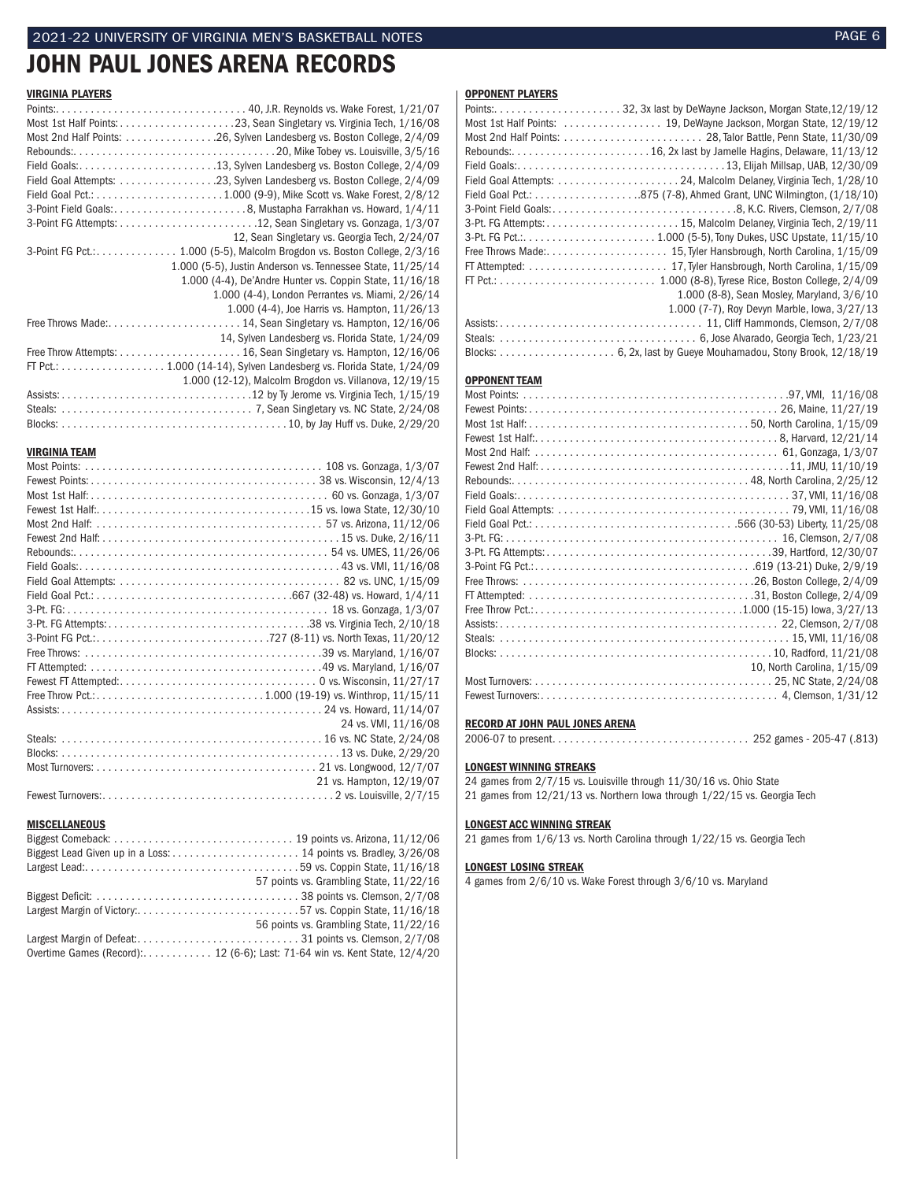# JOHN PAUL JONES ARENA RECORDS

### VIRGINIA PLAYERS

| Record | |
|---|---|
| Points: | 40, J.R. Reynolds vs. Wake Forest, 1/21/07 |
| Most 1st Half Points: | 23, Sean Singletary vs. Virginia Tech, 1/16/08 |
| Most 2nd Half Points: | 26, Sylven Landesberg vs. Boston College, 2/4/09 |
| Rebounds: | 20, Mike Tobey vs. Louisville, 3/5/16 |
| Field Goals: | 13, Sylven Landesberg vs. Boston College, 2/4/09 |
| Field Goal Attempts: | 23, Sylven Landesberg vs. Boston College, 2/4/09 |
| Field Goal Pct.: | 1.000 (9-9), Mike Scott vs. Wake Forest, 2/8/12 |
| 3-Point Field Goals: | 8, Mustapha Farrakhan vs. Howard, 1/4/11 |
| 3-Point FG Attempts: | 12, Sean Singletary vs. Gonzaga, 1/3/07 |
| | 12, Sean Singletary vs. Georgia Tech, 2/24/07 |
| 3-Point FG Pct.: | 1.000 (5-5), Malcolm Brogdon vs. Boston College, 2/3/16 |
| | 1.000 (5-5), Justin Anderson vs. Tennessee State, 11/25/14 |
| | 1.000 (4-4), De'Andre Hunter vs. Coppin State, 11/16/18 |
| | 1.000 (4-4), London Perrantes vs. Miami, 2/26/14 |
| | 1.000 (4-4), Joe Harris vs. Hampton, 11/26/13 |
| Free Throws Made: | 14, Sean Singletary vs. Hampton, 12/16/06 |
| | 14, Sylven Landesberg vs. Florida State, 1/24/09 |
| Free Throw Attempts: | 16, Sean Singletary vs. Hampton, 12/16/06 |
| FT Pct.: | 1.000 (14-14), Sylven Landesberg vs. Florida State, 1/24/09 |
| | 1.000 (12-12), Malcolm Brogdon vs. Villanova, 12/19/15 |
| Assists: | 12 by Ty Jerome vs. Virginia Tech, 1/15/19 |
| Steals: | 7, Sean Singletary vs. NC State, 2/24/08 |
| Blocks: | 10, by Jay Huff vs. Duke, 2/29/20 |

### VIRGINIA TEAM

| Record | |
|---|---|
| Most Points: | 108 vs. Gonzaga, 1/3/07 |
| Fewest Points: | 38 vs. Wisconsin, 12/4/13 |
| Most 1st Half: | 60 vs. Gonzaga, 1/3/07 |
| Fewest 1st Half: | 15 vs. Iowa State, 12/30/10 |
| Most 2nd Half: | 57 vs. Arizona, 11/12/06 |
| Fewest 2nd Half: | 15 vs. Duke, 2/16/11 |
| Rebounds: | 54 vs. UMES, 11/26/06 |
| Field Goals: | 43 vs. VMI, 11/16/08 |
| Field Goal Attempts: | 82 vs. UNC, 1/15/09 |
| Field Goal Pct.: | .667 (32-48) vs. Howard, 1/4/11 |
| 3-Pt. FG: | 18 vs. Gonzaga, 1/3/07 |
| 3-Pt. FG Attempts: | 38 vs. Virginia Tech, 2/10/18 |
| 3-Point FG Pct.: | .727 (8-11) vs. North Texas, 11/20/12 |
| Free Throws: | 39 vs. Maryland, 1/16/07 |
| FT Attempted: | 49 vs. Maryland, 1/16/07 |
| Fewest FT Attempted: | 0 vs. Wisconsin, 11/27/17 |
| Free Throw Pct.: | 1.000 (19-19) vs. Winthrop, 11/15/11 |
| Assists: | 24 vs. Howard, 11/14/07 |
| | 24 vs. VMI, 11/16/08 |
| Steals: | 16 vs. NC State, 2/24/08 |
| Blocks: | 13 vs. Duke, 2/29/20 |
| Most Turnovers: | 21 vs. Longwood, 12/7/07 |
| | 21 vs. Hampton, 12/19/07 |
| Fewest Turnovers: | 2 vs. Louisville, 2/7/15 |

### MISCELLANEOUS

| Record | |
|---|---|
| Biggest Comeback: | 19 points vs. Arizona, 11/12/06 |
| Biggest Lead Given up in a Loss: | 14 points vs. Bradley, 3/26/08 |
| Largest Lead: | 59 vs. Coppin State, 11/16/18 |
| | 57 points vs. Grambling State, 11/22/16 |
| Biggest Deficit: | 38 points vs. Clemson, 2/7/08 |
| Largest Margin of Victory: | 57 vs. Coppin State, 11/16/18 |
| | 56 points vs. Grambling State, 11/22/16 |
| Largest Margin of Defeat: | 31 points vs. Clemson, 2/7/08 |
| Overtime Games (Record): | 12 (6-6); Last: 71-64 win vs. Kent State, 12/4/20 |

### OPPONENT PLAYERS

| Record | |
|---|---|
| Points: | 32, 3x last by DeWayne Jackson, Morgan State,12/19/12 |
| Most 1st Half Points: | 19, DeWayne Jackson, Morgan State, 12/19/12 |
| Most 2nd Half Points: | 28, Talor Battle, Penn State, 11/30/09 |
| Rebounds: | 16, 2x last by Jamelle Hagins, Delaware, 11/13/12 |
| Field Goals: | 13, Elijah Millsap, UAB, 12/30/09 |
| Field Goal Attempts: | 24, Malcolm Delaney, Virginia Tech, 1/28/10 |
| Field Goal Pct.: | .875 (7-8), Ahmed Grant, UNC Wilmington, (1/18/10) |
| 3-Point Field Goals: | 8, K.C. Rivers, Clemson, 2/7/08 |
| 3-Pt. FG Attempts: | 15, Malcolm Delaney, Virginia Tech, 2/19/11 |
| 3-Pt. FG Pct.: | 1.000 (5-5), Tony Dukes, USC Upstate, 11/15/10 |
| Free Throws Made: | 15, Tyler Hansbrough, North Carolina, 1/15/09 |
| FT Attempted: | 17, Tyler Hansbrough, North Carolina, 1/15/09 |
| FT Pct.: | 1.000 (8-8), Tyrese Rice, Boston College, 2/4/09 |
| | 1.000 (8-8), Sean Mosley, Maryland, 3/6/10 |
| | 1.000 (7-7), Roy Devyn Marble, Iowa, 3/27/13 |
| Assists: | 11, Cliff Hammonds, Clemson, 2/7/08 |
| Steals: | 6, Jose Alvarado, Georgia Tech, 1/23/21 |
| Blocks: | 6, 2x, last by Gueye Mouhamadou, Stony Brook, 12/18/19 |

### OPPONENT TEAM

| Record | |
|---|---|
| Most Points: | 97, VMI, 11/16/08 |
| Fewest Points: | 26, Maine, 11/27/19 |
| Most 1st Half: | 50, North Carolina, 1/15/09 |
| Fewest 1st Half: | 8, Harvard, 12/21/14 |
| Most 2nd Half: | 61, Gonzaga, 1/3/07 |
| Fewest 2nd Half: | 11, JMU, 11/10/19 |
| Rebounds: | 48, North Carolina, 2/25/12 |
| Field Goals: | 37, VMI, 11/16/08 |
| Field Goal Attempts: | 79, VMI, 11/16/08 |
| Field Goal Pct.: | .566 (30-53) Liberty, 11/25/08 |
| 3-Pt. FG: | 16, Clemson, 2/7/08 |
| 3-Pt. FG Attempts: | 39, Hartford, 12/30/07 |
| 3-Point FG Pct.: | .619 (13-21) Duke, 2/9/19 |
| Free Throws: | 26, Boston College, 2/4/09 |
| FT Attempted: | 31, Boston College, 2/4/09 |
| Free Throw Pct.: | 1.000 (15-15) Iowa, 3/27/13 |
| Assists: | 22, Clemson, 2/7/08 |
| Steals: | 15, VMI, 11/16/08 |
| Blocks: | 10, Radford, 11/21/08 |
| | 10, North Carolina, 1/15/09 |
| Most Turnovers: | 25, NC State, 2/24/08 |
| Fewest Turnovers: | 4, Clemson, 1/31/12 |

### RECORD AT JOHN PAUL JONES ARENA

2006-07 to present. . . . . 252 games - 205-47 (.813)

### LONGEST WINNING STREAKS

24 games from 2/7/15 vs. Louisville through 11/30/16 vs. Ohio State
21 games from 12/21/13 vs. Northern Iowa through 1/22/15 vs. Georgia Tech

### LONGEST ACC WINNING STREAK

21 games from 1/6/13 vs. North Carolina through 1/22/15 vs. Georgia Tech

### LONGEST LOSING STREAK

4 games from 2/6/10 vs. Wake Forest through 3/6/10 vs. Maryland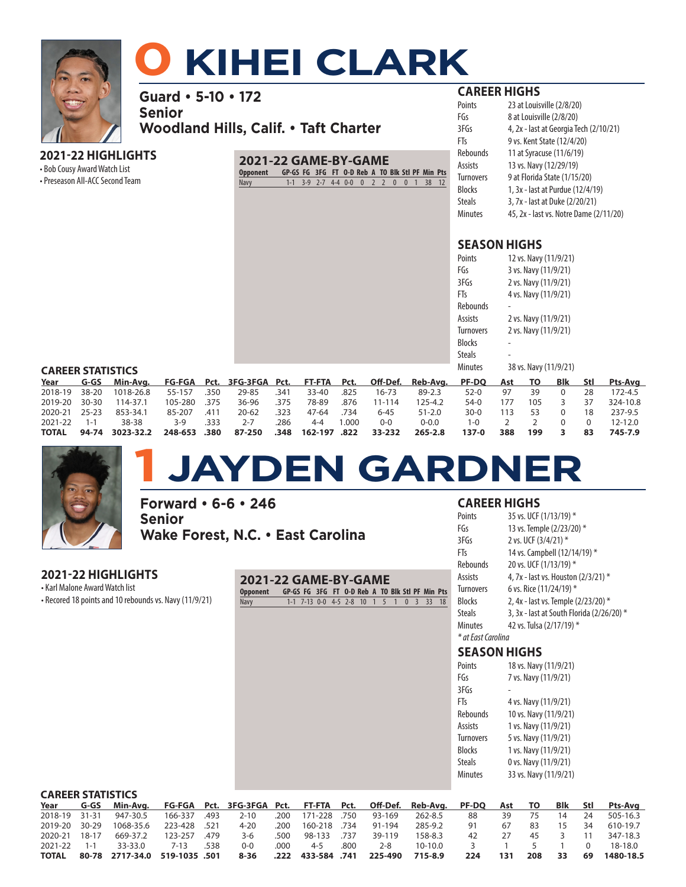# 0 KIHEI CLARK

**Guard • 5-10 • 172**
**Senior**
**Woodland Hills, Calif. • Taft Charter**

### 2021-22 HIGHLIGHTS

- Bob Cousy Award Watch List
- Preseason All-ACC Second Team

### 2021-22 GAME-BY-GAME

| Opponent | GP-GS | FG | 3FG | FT | O-D | Reb | A | TO | Blk | Stl | PF | Min | Pts |
|---|---|---|---|---|---|---|---|---|---|---|---|---|---|
| Navy | 1-1 | 3-9 | 2-7 | 4-4 | 0-0 | 0 | 2 | 2 | 0 | 0 | 1 | 38 | 12 |

### CAREER HIGHS

| | |
|---|---|
| Points | 23 at Louisville (2/8/20) |
| FGs | 8 at Louisville (2/8/20) |
| 3FGs | 4, 2x - last at Georgia Tech (2/10/21) |
| FTs | 9 vs. Kent State (12/4/20) |
| Rebounds | 11 at Syracuse (11/6/19) |
| Assists | 13 vs. Navy (12/29/19) |
| Turnovers | 9 at Florida State (1/15/20) |
| Blocks | 1, 3x - last at Purdue (12/4/19) |
| Steals | 3, 7x - last at Duke (2/20/21) |
| Minutes | 45, 2x - last vs. Notre Dame (2/11/20) |

### SEASON HIGHS

| | |
|---|---|
| Points | 12 vs. Navy (11/9/21) |
| FGs | 3 vs. Navy (11/9/21) |
| 3FGs | 2 vs. Navy (11/9/21) |
| FTs | 4 vs. Navy (11/9/21) |
| Rebounds | - |
| Assists | 2 vs. Navy (11/9/21) |
| Turnovers | 2 vs. Navy (11/9/21) |
| Blocks | - |
| Steals | - |
| Minutes | 38 vs. Navy (11/9/21) |

### CAREER STATISTICS

| Year | G-GS | Min-Avg. | FG-FGA | Pct. | 3FG-3FGA | Pct. | FT-FTA | Pct. | Off-Def. | Reb-Avg. | PF-DQ | Ast | TO | Blk | Stl | Pts-Avg |
|---|---|---|---|---|---|---|---|---|---|---|---|---|---|---|---|---|
| 2018-19 | 38-20 | 1018-26.8 | 55-157 | .350 | 29-85 | .341 | 33-40 | .825 | 16-73 | 89-2.3 | 52-0 | 97 | 39 | 0 | 28 | 172-4.5 |
| 2019-20 | 30-30 | 114-37.1 | 105-280 | .375 | 36-96 | .375 | 78-89 | .876 | 11-114 | 125-4.2 | 54-0 | 177 | 105 | 3 | 37 | 324-10.8 |
| 2020-21 | 25-23 | 853-34.1 | 85-207 | .411 | 20-62 | .323 | 47-64 | .734 | 6-45 | 51-2.0 | 30-0 | 113 | 53 | 0 | 18 | 237-9.5 |
| 2021-22 | 1-1 | 38-38 | 3-9 | .333 | 2-7 | .286 | 4-4 | 1.000 | 0-0 | 0-0.0 | 1-0 | 2 | 2 | 0 | 0 | 12-12.0 |
| **TOTAL** | **94-74** | **3023-32.2** | **248-653** | **.380** | **87-250** | **.348** | **162-197** | **.822** | **33-232** | **265-2.8** | **137-0** | **388** | **199** | **3** | **83** | **745-7.9** |

# 1 JAYDEN GARDNER

**Forward • 6-6 • 246**
**Senior**
**Wake Forest, N.C. • East Carolina**

### 2021-22 HIGHLIGHTS

- Karl Malone Award Watch list
- Recored 18 points and 10 rebounds vs. Navy (11/9/21)

### 2021-22 GAME-BY-GAME

| Opponent | GP-GS | FG | 3FG | FT | O-D | Reb | A | TO | Blk | Stl | PF | Min | Pts |
|---|---|---|---|---|---|---|---|---|---|---|---|---|---|
| Navy | 1-1 | 7-13 | 0-0 | 4-5 | 2-8 | 10 | 1 | 5 | 1 | 0 | 3 | 33 | 18 |

### CAREER HIGHS

| | |
|---|---|
| Points | 35 vs. UCF (1/13/19) * |
| FGs | 13 vs. Temple (2/23/20) * |
| 3FGs | 2 vs. UCF (3/4/21) * |
| FTs | 14 vs. Campbell (12/14/19) * |
| Rebounds | 20 vs. UCF (1/13/19) * |
| Assists | 4, 7x - last vs. Houston (2/3/21) * |
| Turnovers | 6 vs. Rice (11/24/19) * |
| Blocks | 2, 4x - last vs. Temple (2/23/20) * |
| Steals | 3, 3x - last at South Florida (2/26/20) * |
| Minutes | 42 vs. Tulsa (2/17/19) * |

*\* at East Carolina*

### SEASON HIGHS

| | |
|---|---|
| Points | 18 vs. Navy (11/9/21) |
| FGs | 7 vs. Navy (11/9/21) |
| 3FGs | - |
| FTs | 4 vs. Navy (11/9/21) |
| Rebounds | 10 vs. Navy (11/9/21) |
| Assists | 1 vs. Navy (11/9/21) |
| Turnovers | 5 vs. Navy (11/9/21) |
| Blocks | 1 vs. Navy (11/9/21) |
| Steals | 0 vs. Navy (11/9/21) |
| Minutes | 33 vs. Navy (11/9/21) |

### CAREER STATISTICS

| Year | G-GS | Min-Avg. | FG-FGA | Pct. | 3FG-3FGA | Pct. | FT-FTA | Pct. | Off-Def. | Reb-Avg. | PF-DQ | Ast | TO | Blk | Stl | Pts-Avg |
|---|---|---|---|---|---|---|---|---|---|---|---|---|---|---|---|---|
| 2018-19 | 31-31 | 947-30.5 | 166-337 | .493 | 2-10 | .200 | 171-228 | .750 | 93-169 | 262-8.5 | 88 | 39 | 75 | 14 | 24 | 505-16.3 |
| 2019-20 | 30-29 | 1068-35.6 | 223-428 | .521 | 4-20 | .200 | 160-218 | .734 | 91-194 | 285-9.2 | 91 | 67 | 83 | 15 | 34 | 610-19.7 |
| 2020-21 | 18-17 | 669-37.2 | 123-257 | .479 | 3-6 | .500 | 98-133 | .737 | 39-119 | 158-8.3 | 42 | 27 | 45 | 3 | 11 | 347-18.3 |
| 2021-22 | 1-1 | 33-33.0 | 7-13 | .538 | 0-0 | .000 | 4-5 | .800 | 2-8 | 10-10.0 | 3 | 1 | 5 | 1 | 0 | 18-18.0 |
| **TOTAL** | **80-78** | **2717-34.0** | **519-1035** | **.501** | **8-36** | **.222** | **433-584** | **.741** | **225-490** | **715-8.9** | **224** | **131** | **208** | **33** | **69** | **1480-18.5** |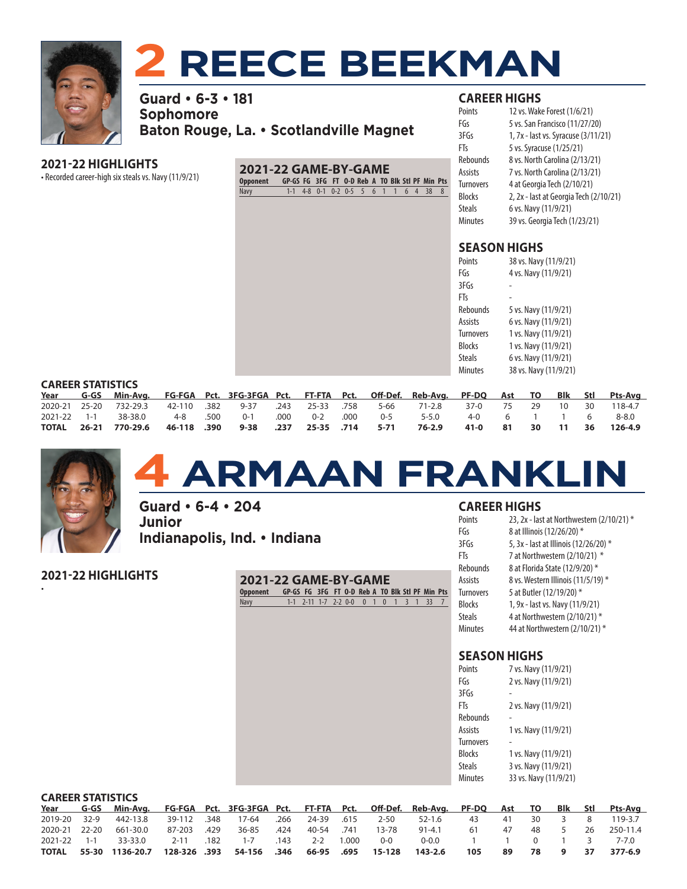# 2 REECE BEEKMAN

**Guard • 6-3 • 181**
**Sophomore**
**Baton Rouge, La. • Scotlandville Magnet**

## 2021-22 HIGHLIGHTS

• Recorded career-high six steals vs. Navy (11/9/21)

## 2021-22 GAME-BY-GAME

| Opponent | GP-GS | FG | 3FG | FT | O-D | Reb | A | TO | Blk | Stl | PF | Min | Pts |
|---|---|---|---|---|---|---|---|---|---|---|---|---|---|
| Navy | 1-1 | 4-8 | 0-1 | 0-2 | 0-5 | 5 | 6 | 1 | 1 | 6 | 4 | 38 | 8 |

## CAREER HIGHS

| | |
|---|---|
| Points | 12 vs. Wake Forest (1/6/21) |
| FGs | 5 vs. San Francisco (11/27/20) |
| 3FGs | 1, 7x - last vs. Syracuse (3/11/21) |
| FTs | 5 vs. Syracuse (1/25/21) |
| Rebounds | 8 vs. North Carolina (2/13/21) |
| Assists | 7 vs. North Carolina (2/13/21) |
| Turnovers | 4 at Georgia Tech (2/10/21) |
| Blocks | 2, 2x - last at Georgia Tech (2/10/21) |
| Steals | 6 vs. Navy (11/9/21) |
| Minutes | 39 vs. Georgia Tech (1/23/21) |

## SEASON HIGHS

| | |
|---|---|
| Points | 38 vs. Navy (11/9/21) |
| FGs | 4 vs. Navy (11/9/21) |
| 3FGs | - |
| FTs | - |
| Rebounds | 5 vs. Navy (11/9/21) |
| Assists | 6 vs. Navy (11/9/21) |
| Turnovers | 1 vs. Navy (11/9/21) |
| Blocks | 1 vs. Navy (11/9/21) |
| Steals | 6 vs. Navy (11/9/21) |
| Minutes | 38 vs. Navy (11/9/21) |

## CAREER STATISTICS

| Year | G-GS | Min-Avg. | FG-FGA | Pct. | 3FG-3FGA | Pct. | FT-FTA | Pct. | Off-Def. | Reb-Avg. | PF-DQ | Ast | TO | Blk | Stl | Pts-Avg |
|---|---|---|---|---|---|---|---|---|---|---|---|---|---|---|---|---|
| 2020-21 | 25-20 | 732-29.3 | 42-110 | .382 | 9-37 | .243 | 25-33 | .758 | 5-66 | 71-2.8 | 37-0 | 75 | 29 | 10 | 30 | 118-4.7 |
| 2021-22 | 1-1 | 38-38.0 | 4-8 | .500 | 0-1 | .000 | 0-2 | .000 | 0-5 | 5-5.0 | 4-0 | 6 | 1 | 1 | 6 | 8-8.0 |
| **TOTAL** | **26-21** | **770-29.6** | **46-118** | **.390** | **9-38** | **.237** | **25-35** | **.714** | **5-71** | **76-2.9** | **41-0** | **81** | **30** | **11** | **36** | **126-4.9** |

# 4 ARMAAN FRANKLIN

**Guard • 6-4 • 204**
**Junior**
**Indianapolis, Ind. • Indiana**

## 2021-22 HIGHLIGHTS

•

## 2021-22 GAME-BY-GAME

| Opponent | GP-GS | FG | 3FG | FT | O-D | Reb | A | TO | Blk | Stl | PF | Min | Pts |
|---|---|---|---|---|---|---|---|---|---|---|---|---|---|
| Navy | 1-1 | 2-11 | 1-7 | 2-2 | 0-0 | 0 | 1 | 0 | 1 | 3 | 1 | 33 | 7 |

## CAREER HIGHS

| | |
|---|---|
| Points | 23, 2x - last at Northwestern (2/10/21) * |
| FGs | 8 at Illinois (12/26/20) * |
| 3FGs | 5, 3x - last at Illinois (12/26/20) * |
| FTs | 7 at Northwestern (2/10/21) * |
| Rebounds | 8 at Florida State (12/9/20) * |
| Assists | 8 vs. Western Illinois (11/5/19) * |
| Turnovers | 5 at Butler (12/19/20) * |
| Blocks | 1, 9x - last vs. Navy (11/9/21) |
| Steals | 4 at Northwestern (2/10/21) * |
| Minutes | 44 at Northwestern (2/10/21) * |

## SEASON HIGHS

| | |
|---|---|
| Points | 7 vs. Navy (11/9/21) |
| FGs | 2 vs. Navy (11/9/21) |
| 3FGs | - |
| FTs | 2 vs. Navy (11/9/21) |
| Rebounds | - |
| Assists | 1 vs. Navy (11/9/21) |
| Turnovers | - |
| Blocks | 1 vs. Navy (11/9/21) |
| Steals | 3 vs. Navy (11/9/21) |
| Minutes | 33 vs. Navy (11/9/21) |

## CAREER STATISTICS

| Year | G-GS | Min-Avg. | FG-FGA | Pct. | 3FG-3FGA | Pct. | FT-FTA | Pct. | Off-Def. | Reb-Avg. | PF-DQ | Ast | TO | Blk | Stl | Pts-Avg |
|---|---|---|---|---|---|---|---|---|---|---|---|---|---|---|---|---|
| 2019-20 | 32-9 | 442-13.8 | 39-112 | .348 | 17-64 | .266 | 24-39 | .615 | 2-50 | 52-1.6 | 43 | 41 | 30 | 3 | 8 | 119-3.7 |
| 2020-21 | 22-20 | 661-30.0 | 87-203 | .429 | 36-85 | .424 | 40-54 | .741 | 13-78 | 91-4.1 | 61 | 47 | 48 | 5 | 26 | 250-11.4 |
| 2021-22 | 1-1 | 33-33.0 | 2-11 | .182 | 1-7 | .143 | 2-2 | 1.000 | 0-0 | 0-0.0 | 1 | 1 | 0 | 1 | 3 | 7-7.0 |
| **TOTAL** | **55-30** | **1136-20.7** | **128-326** | **.393** | **54-156** | **.346** | **66-95** | **.695** | **15-128** | **143-2.6** | **105** | **89** | **78** | **9** | **37** | **377-6.9** |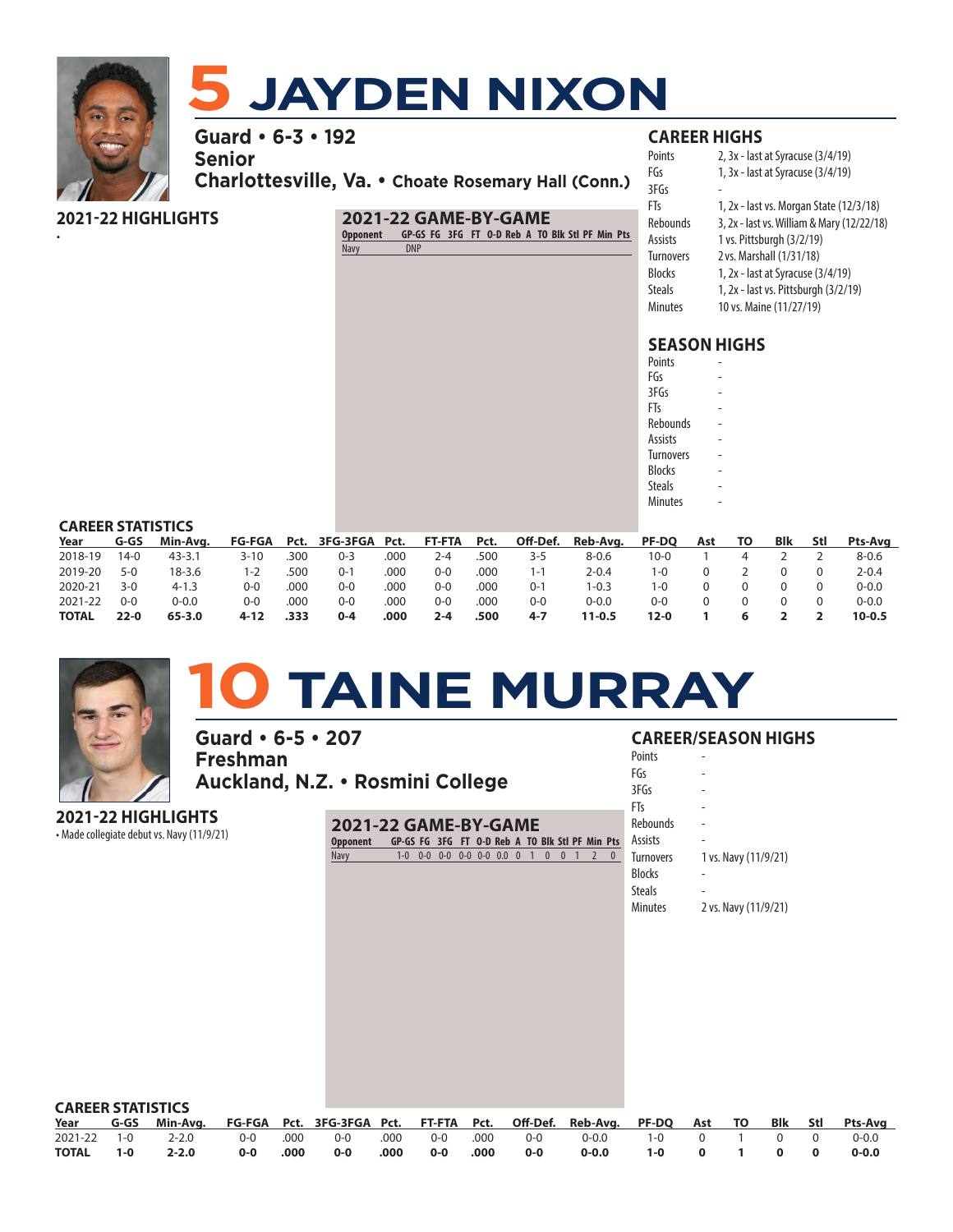# 5 JAYDEN NIXON

**Guard • 6-3 • 192**
**Senior**
**Charlottesville, Va. • Choate Rosemary Hall (Conn.)**

## 2021-22 HIGHLIGHTS

•

## 2021-22 GAME-BY-GAME

| Opponent | GP-GS | FG | 3FG | FT | O-D | Reb | A | TO | Blk | Stl | PF | Min | Pts |
|---|---|---|---|---|---|---|---|---|---|---|---|---|---|
| Navy | DNP | | | | | | | | | | | | |

## CAREER HIGHS

| | |
|---|---|
| Points | 2, 3x - last at Syracuse (3/4/19) |
| FGs | 1, 3x - last at Syracuse (3/4/19) |
| 3FGs | - |
| FTs | 1, 2x - last vs. Morgan State (12/3/18) |
| Rebounds | 3, 2x - last vs. William & Mary (12/22/18) |
| Assists | 1 vs. Pittsburgh (3/2/19) |
| Turnovers | 2 vs. Marshall (1/31/18) |
| Blocks | 1, 2x - last at Syracuse (3/4/19) |
| Steals | 1, 2x - last vs. Pittsburgh (3/2/19) |
| Minutes | 10 vs. Maine (11/27/19) |

## SEASON HIGHS

| | |
|---|---|
| Points | - |
| FGs | - |
| 3FGs | - |
| FTs | - |
| Rebounds | - |
| Assists | - |
| Turnovers | - |
| Blocks | - |
| Steals | - |
| Minutes | - |

## CAREER STATISTICS

| Year | G-GS | Min-Avg. | FG-FGA | Pct. | 3FG-3FGA | Pct. | FT-FTA | Pct. | Off-Def. | Reb-Avg. | PF-DQ | Ast | TO | Blk | Stl | Pts-Avg |
|---|---|---|---|---|---|---|---|---|---|---|---|---|---|---|---|---|
| 2018-19 | 14-0 | 43-3.1 | 3-10 | .300 | 0-3 | .000 | 2-4 | .500 | 3-5 | 8-0.6 | 10-0 | 1 | 4 | 2 | 2 | 8-0.6 |
| 2019-20 | 5-0 | 18-3.6 | 1-2 | .500 | 0-1 | .000 | 0-0 | .000 | 1-1 | 2-0.4 | 1-0 | 0 | 2 | 0 | 0 | 2-0.4 |
| 2020-21 | 3-0 | 4-1.3 | 0-0 | .000 | 0-0 | .000 | 0-0 | .000 | 0-1 | 1-0.3 | 1-0 | 0 | 0 | 0 | 0 | 0-0.0 |
| 2021-22 | 0-0 | 0-0.0 | 0-0 | .000 | 0-0 | .000 | 0-0 | .000 | 0-0 | 0-0.0 | 0-0 | 0 | 0 | 0 | 0 | 0-0.0 |
| **TOTAL** | **22-0** | **65-3.0** | **4-12** | **.333** | **0-4** | **.000** | **2-4** | **.500** | **4-7** | **11-0.5** | **12-0** | **1** | **6** | **2** | **2** | **10-0.5** |

# 10 TAINE MURRAY

**Guard • 6-5 • 207**
**Freshman**
**Auckland, N.Z. • Rosmini College**

## 2021-22 HIGHLIGHTS

• Made collegiate debut vs. Navy (11/9/21)

## 2021-22 GAME-BY-GAME

| Opponent | GP-GS | FG | 3FG | FT | O-D | Reb | A | TO | Blk | Stl | PF | Min | Pts |
|---|---|---|---|---|---|---|---|---|---|---|---|---|---|
| Navy | 1-0 | 0-0 | 0-0 | 0-0 | 0-0 | 0.0 | 0 | 1 | 0 | 0 | 1 | 2 | 0 |

## CAREER/SEASON HIGHS

| | |
|---|---|
| Points | - |
| FGs | - |
| 3FGs | - |
| FTs | - |
| Rebounds | - |
| Assists | - |
| Turnovers | 1 vs. Navy (11/9/21) |
| Blocks | - |
| Steals | - |
| Minutes | 2 vs. Navy (11/9/21) |

## CAREER STATISTICS

| Year | G-GS | Min-Avg. | FG-FGA | Pct. | 3FG-3FGA | Pct. | FT-FTA | Pct. | Off-Def. | Reb-Avg. | PF-DQ | Ast | TO | Blk | Stl | Pts-Avg |
|---|---|---|---|---|---|---|---|---|---|---|---|---|---|---|---|---|
| 2021-22 | 1-0 | 2-2.0 | 0-0 | .000 | 0-0 | .000 | 0-0 | .000 | 0-0 | 0-0.0 | 1-0 | 0 | 1 | 0 | 0 | 0-0.0 |
| **TOTAL** | **1-0** | **2-2.0** | **0-0** | **.000** | **0-0** | **.000** | **0-0** | **.000** | **0-0** | **0-0.0** | **1-0** | **0** | **1** | **0** | **0** | **0-0.0** |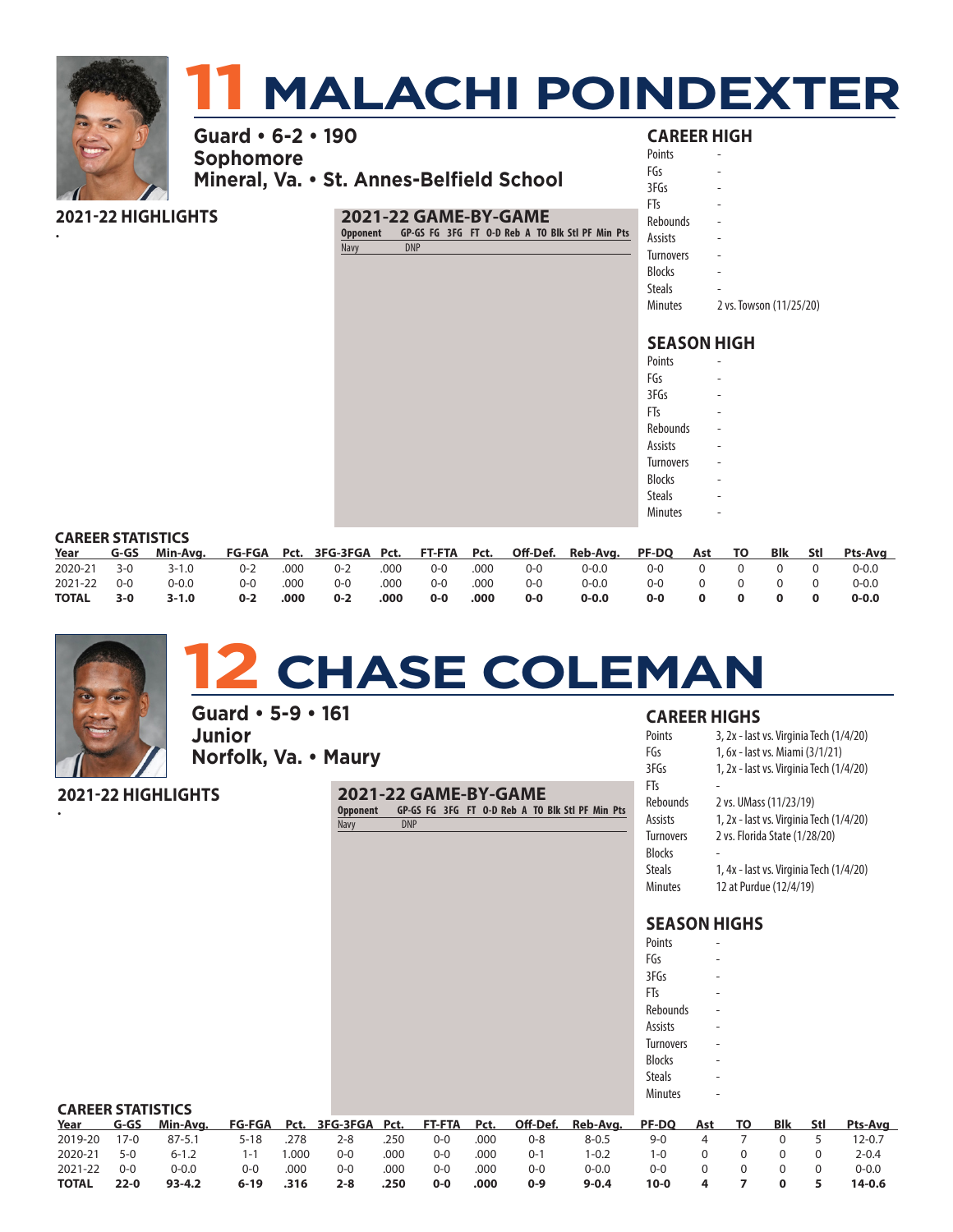# 11 MALACHI POINDEXTER

**Guard • 6-2 • 190**
**Sophomore**
**Mineral, Va. • St. Annes-Belfield School**

### 2021-22 HIGHLIGHTS

•

### 2021-22 GAME-BY-GAME

| Opponent | GP-GS | FG | 3FG | FT | O-D | Reb | A | TO | Blk | Stl | PF | Min | Pts |
|---|---|---|---|---|---|---|---|---|---|---|---|---|---|
| Navy | DNP | | | | | | | | | | | | |

### CAREER HIGH

| | |
|---|---|
| Points | - |
| FGs | - |
| 3FGs | - |
| FTs | - |
| Rebounds | - |
| Assists | - |
| Turnovers | - |
| Blocks | - |
| Steals | - |
| Minutes | 2 vs. Towson (11/25/20) |

### SEASON HIGH

| | |
|---|---|
| Points | - |
| FGs | - |
| 3FGs | - |
| FTs | - |
| Rebounds | - |
| Assists | - |
| Turnovers | - |
| Blocks | - |
| Steals | - |
| Minutes | - |

### CAREER STATISTICS

| Year | G-GS | Min-Avg. | FG-FGA | Pct. | 3FG-3FGA | Pct. | FT-FTA | Pct. | Off-Def. | Reb-Avg. | PF-DQ | Ast | TO | Blk | Stl | Pts-Avg |
|---|---|---|---|---|---|---|---|---|---|---|---|---|---|---|---|---|
| 2020-21 | 3-0 | 3-1.0 | 0-2 | .000 | 0-2 | .000 | 0-0 | .000 | 0-0 | 0-0.0 | 0-0 | 0 | 0 | 0 | 0 | 0-0.0 |
| 2021-22 | 0-0 | 0-0.0 | 0-0 | .000 | 0-0 | .000 | 0-0 | .000 | 0-0 | 0-0.0 | 0-0 | 0 | 0 | 0 | 0 | 0-0.0 |
| **TOTAL** | **3-0** | **3-1.0** | **0-2** | **.000** | **0-2** | **.000** | **0-0** | **.000** | **0-0** | **0-0.0** | **0-0** | **0** | **0** | **0** | **0** | **0-0.0** |

# 12 CHASE COLEMAN

**Guard • 5-9 • 161**
**Junior**
**Norfolk, Va. • Maury**

### 2021-22 HIGHLIGHTS

•

### 2021-22 GAME-BY-GAME

| Opponent | GP-GS | FG | 3FG | FT | O-D | Reb | A | TO | Blk | Stl | PF | Min | Pts |
|---|---|---|---|---|---|---|---|---|---|---|---|---|---|
| Navy | DNP | | | | | | | | | | | | |

### CAREER HIGHS

| | |
|---|---|
| Points | 3, 2x - last vs. Virginia Tech (1/4/20) |
| FGs | 1, 6x - last vs. Miami (3/1/21) |
| 3FGs | 1, 2x - last vs. Virginia Tech (1/4/20) |
| FTs | - |
| Rebounds | 2 vs. UMass (11/23/19) |
| Assists | 1, 2x - last vs. Virginia Tech (1/4/20) |
| Turnovers | 2 vs. Florida State (1/28/20) |
| Blocks | - |
| Steals | 1, 4x - last vs. Virginia Tech (1/4/20) |
| Minutes | 12 at Purdue (12/4/19) |

### SEASON HIGHS

| | |
|---|---|
| Points | - |
| FGs | - |
| 3FGs | - |
| FTs | - |
| Rebounds | - |
| Assists | - |
| Turnovers | - |
| Blocks | - |
| Steals | - |
| Minutes | - |

### CAREER STATISTICS

| Year | G-GS | Min-Avg. | FG-FGA | Pct. | 3FG-3FGA | Pct. | FT-FTA | Pct. | Off-Def. | Reb-Avg. | PF-DQ | Ast | TO | Blk | Stl | Pts-Avg |
|---|---|---|---|---|---|---|---|---|---|---|---|---|---|---|---|---|
| 2019-20 | 17-0 | 87-5.1 | 5-18 | .278 | 2-8 | .250 | 0-0 | .000 | 0-8 | 8-0.5 | 9-0 | 4 | 7 | 0 | 5 | 12-0.7 |
| 2020-21 | 5-0 | 6-1.2 | 1-1 | 1.000 | 0-0 | .000 | 0-0 | .000 | 0-1 | 1-0.2 | 1-0 | 0 | 0 | 0 | 0 | 2-0.4 |
| 2021-22 | 0-0 | 0-0.0 | 0-0 | .000 | 0-0 | .000 | 0-0 | .000 | 0-0 | 0-0.0 | 0-0 | 0 | 0 | 0 | 0 | 0-0.0 |
| **TOTAL** | **22-0** | **93-4.2** | **6-19** | **.316** | **2-8** | **.250** | **0-0** | **.000** | **0-9** | **9-0.4** | **10-0** | **4** | **7** | **0** | **5** | **14-0.6** |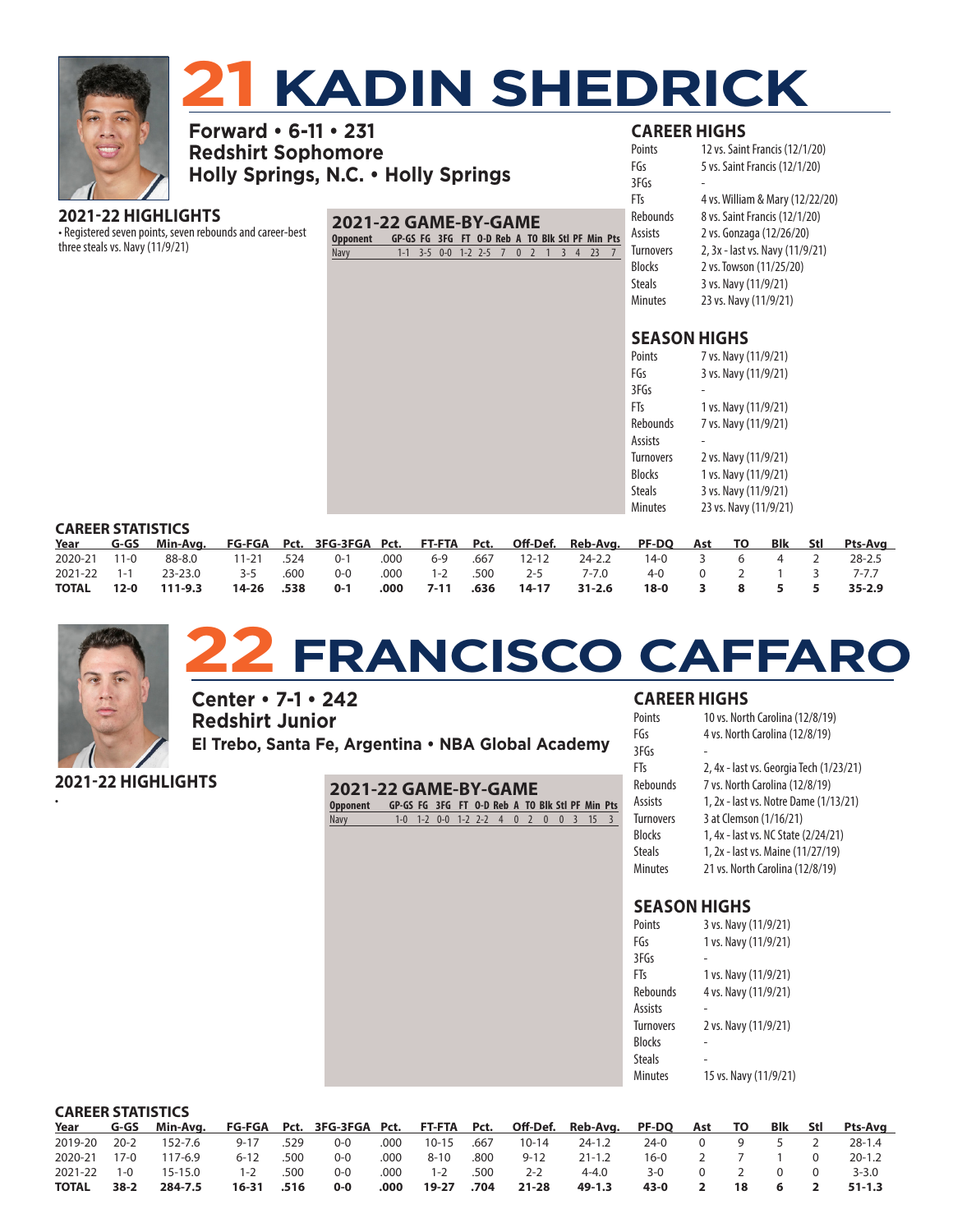# 21 KADIN SHEDRICK

**Forward • 6-11 • 231**
**Redshirt Sophomore**
**Holly Springs, N.C. • Holly Springs**

### 2021-22 HIGHLIGHTS

• Registered seven points, seven rebounds and career-best three steals vs. Navy (11/9/21)

### 2021-22 GAME-BY-GAME

| Opponent | GP-GS | FG | 3FG | FT | O-D | Reb | A | TO | Blk | Stl | PF | Min | Pts |
|---|---|---|---|---|---|---|---|---|---|---|---|---|---|
| Navy | 1-1 | 3-5 | 0-0 | 1-2 | 2-5 | 7 | 0 | 2 | 1 | 3 | 4 | 23 | 7 |

### CAREER HIGHS

| | |
|---|---|
| Points | 12 vs. Saint Francis (12/1/20) |
| FGs | 5 vs. Saint Francis (12/1/20) |
| 3FGs | - |
| FTs | 4 vs. William & Mary (12/22/20) |
| Rebounds | 8 vs. Saint Francis (12/1/20) |
| Assists | 2 vs. Gonzaga (12/26/20) |
| Turnovers | 2, 3x - last vs. Navy (11/9/21) |
| Blocks | 2 vs. Towson (11/25/20) |
| Steals | 3 vs. Navy (11/9/21) |
| Minutes | 23 vs. Navy (11/9/21) |

### SEASON HIGHS

| | |
|---|---|
| Points | 7 vs. Navy (11/9/21) |
| FGs | 3 vs. Navy (11/9/21) |
| 3FGs | - |
| FTs | 1 vs. Navy (11/9/21) |
| Rebounds | 7 vs. Navy (11/9/21) |
| Assists | - |
| Turnovers | 2 vs. Navy (11/9/21) |
| Blocks | 1 vs. Navy (11/9/21) |
| Steals | 3 vs. Navy (11/9/21) |
| Minutes | 23 vs. Navy (11/9/21) |

### CAREER STATISTICS

| Year | G-GS | Min-Avg. | FG-FGA | Pct. | 3FG-3FGA | Pct. | FT-FTA | Pct. | Off-Def. | Reb-Avg. | PF-DQ | Ast | TO | Blk | Stl | Pts-Avg |
|---|---|---|---|---|---|---|---|---|---|---|---|---|---|---|---|---|
| 2020-21 | 11-0 | 88-8.0 | 11-21 | .524 | 0-1 | .000 | 6-9 | .667 | 12-12 | 24-2.2 | 14-0 | 3 | 6 | 4 | 2 | 28-2.5 |
| 2021-22 | 1-1 | 23-23.0 | 3-5 | .600 | 0-0 | .000 | 1-2 | .500 | 2-5 | 7-7.0 | 4-0 | 0 | 2 | 1 | 3 | 7-7.7 |
| **TOTAL** | **12-0** | **111-9.3** | **14-26** | **.538** | **0-1** | **.000** | **7-11** | **.636** | **14-17** | **31-2.6** | **18-0** | **3** | **8** | **5** | **5** | **35-2.9** |

# 22 FRANCISCO CAFFARO

**Center • 7-1 • 242**
**Redshirt Junior**
**El Trebo, Santa Fe, Argentina • NBA Global Academy**

### 2021-22 HIGHLIGHTS

•

### 2021-22 GAME-BY-GAME

| Opponent | GP-GS | FG | 3FG | FT | O-D | Reb | A | TO | Blk | Stl | PF | Min | Pts |
|---|---|---|---|---|---|---|---|---|---|---|---|---|---|
| Navy | 1-0 | 1-2 | 0-0 | 1-2 | 2-2 | 4 | 0 | 2 | 0 | 0 | 3 | 15 | 3 |

### CAREER HIGHS

| | |
|---|---|
| Points | 10 vs. North Carolina (12/8/19) |
| FGs | 4 vs. North Carolina (12/8/19) |
| 3FGs | - |
| FTs | 2, 4x - last vs. Georgia Tech (1/23/21) |
| Rebounds | 7 vs. North Carolina (12/8/19) |
| Assists | 1, 2x - last vs. Notre Dame (1/13/21) |
| Turnovers | 3 at Clemson (1/16/21) |
| Blocks | 1, 4x - last vs. NC State (2/24/21) |
| Steals | 1, 2x - last vs. Maine (11/27/19) |
| Minutes | 21 vs. North Carolina (12/8/19) |

### SEASON HIGHS

| | |
|---|---|
| Points | 3 vs. Navy (11/9/21) |
| FGs | 1 vs. Navy (11/9/21) |
| 3FGs | - |
| FTs | 1 vs. Navy (11/9/21) |
| Rebounds | 4 vs. Navy (11/9/21) |
| Assists | - |
| Turnovers | 2 vs. Navy (11/9/21) |
| Blocks | - |
| Steals | - |
| Minutes | 15 vs. Navy (11/9/21) |

### CAREER STATISTICS

| Year | G-GS | Min-Avg. | FG-FGA | Pct. | 3FG-3FGA | Pct. | FT-FTA | Pct. | Off-Def. | Reb-Avg. | PF-DQ | Ast | TO | Blk | Stl | Pts-Avg |
|---|---|---|---|---|---|---|---|---|---|---|---|---|---|---|---|---|
| 2019-20 | 20-2 | 152-7.6 | 9-17 | .529 | 0-0 | .000 | 10-15 | .667 | 10-14 | 24-1.2 | 24-0 | 0 | 9 | 5 | 2 | 28-1.4 |
| 2020-21 | 17-0 | 117-6.9 | 6-12 | .500 | 0-0 | .000 | 8-10 | .800 | 9-12 | 21-1.2 | 16-0 | 2 | 7 | 1 | 0 | 20-1.2 |
| 2021-22 | 1-0 | 15-15.0 | 1-2 | .500 | 0-0 | .000 | 1-2 | .500 | 2-2 | 4-4.0 | 3-0 | 0 | 2 | 0 | 0 | 3-3.0 |
| **TOTAL** | **38-2** | **284-7.5** | **16-31** | **.516** | **0-0** | **.000** | **19-27** | **.704** | **21-28** | **49-1.3** | **43-0** | **2** | **18** | **6** | **2** | **51-1.3** |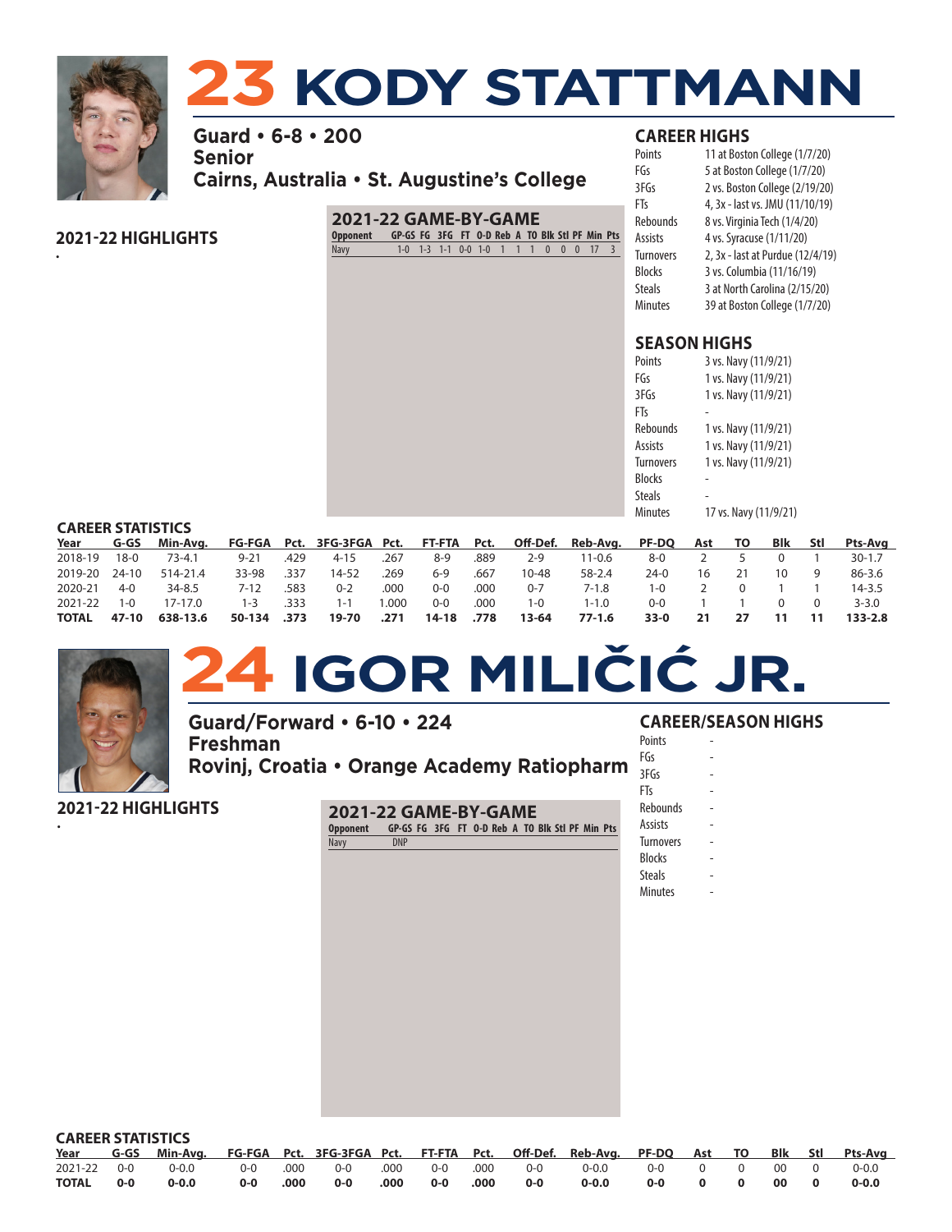# 23 KODY STATTMANN

**Guard • 6-8 • 200**
**Senior**
**Cairns, Australia • St. Augustine's College**

## 2021-22 HIGHLIGHTS

•

## 2021-22 GAME-BY-GAME

| Opponent | GP-GS | FG | 3FG | FT | O-D | Reb | A | TO | Blk | Stl | PF | Min | Pts |
|---|---|---|---|---|---|---|---|---|---|---|---|---|---|
| Navy | 1-0 | 1-3 | 1-1 | 0-0 | 1-0 | 1 | 1 | 1 | 0 | 0 | 0 | 17 | 3 |

## CAREER HIGHS

| | |
|---|---|
| Points | 11 at Boston College (1/7/20) |
| FGs | 5 at Boston College (1/7/20) |
| 3FGs | 2 vs. Boston College (2/19/20) |
| FTs | 4, 3x - last vs. JMU (11/10/19) |
| Rebounds | 8 vs. Virginia Tech (1/4/20) |
| Assists | 4 vs. Syracuse (1/11/20) |
| Turnovers | 2, 3x - last at Purdue (12/4/19) |
| Blocks | 3 vs. Columbia (11/16/19) |
| Steals | 3 at North Carolina (2/15/20) |
| Minutes | 39 at Boston College (1/7/20) |

## SEASON HIGHS

| | |
|---|---|
| Points | 3 vs. Navy (11/9/21) |
| FGs | 1 vs. Navy (11/9/21) |
| 3FGs | 1 vs. Navy (11/9/21) |
| FTs | - |
| Rebounds | 1 vs. Navy (11/9/21) |
| Assists | 1 vs. Navy (11/9/21) |
| Turnovers | 1 vs. Navy (11/9/21) |
| Blocks | - |
| Steals | - |
| Minutes | 17 vs. Navy (11/9/21) |

## CAREER STATISTICS

| Year | G-GS | Min-Avg. | FG-FGA | Pct. | 3FG-3FGA | Pct. | FT-FTA | Pct. | Off-Def. | Reb-Avg. | PF-DQ | Ast | TO | Blk | Stl | Pts-Avg |
|---|---|---|---|---|---|---|---|---|---|---|---|---|---|---|---|---|
| 2018-19 | 18-0 | 73-4.1 | 9-21 | .429 | 4-15 | .267 | 8-9 | .889 | 2-9 | 11-0.6 | 8-0 | 2 | 5 | 0 | 1 | 30-1.7 |
| 2019-20 | 24-10 | 514-21.4 | 33-98 | .337 | 14-52 | .269 | 6-9 | .667 | 10-48 | 58-2.4 | 24-0 | 16 | 21 | 10 | 9 | 86-3.6 |
| 2020-21 | 4-0 | 34-8.5 | 7-12 | .583 | 0-2 | .000 | 0-0 | .000 | 0-7 | 7-1.8 | 1-0 | 2 | 0 | 1 | 1 | 14-3.5 |
| 2021-22 | 1-0 | 17-17.0 | 1-3 | .333 | 1-1 | 1.000 | 0-0 | .000 | 1-0 | 1-1.0 | 0-0 | 1 | 1 | 0 | 0 | 3-3.0 |
| **TOTAL** | **47-10** | **638-13.6** | **50-134** | **.373** | **19-70** | **.271** | **14-18** | **.778** | **13-64** | **77-1.6** | **33-0** | **21** | **27** | **11** | **11** | **133-2.8** |

# 24 IGOR MILIČIĆ JR.

**Guard/Forward • 6-10 • 224**
**Freshman**
**Rovinj, Croatia • Orange Academy Ratiopharm**

## 2021-22 HIGHLIGHTS

•

## 2021-22 GAME-BY-GAME

| Opponent | GP-GS | FG | 3FG | FT | O-D | Reb | A | TO | Blk | Stl | PF | Min | Pts |
|---|---|---|---|---|---|---|---|---|---|---|---|---|---|
| Navy | DNP | | | | | | | | | | | | |

## CAREER/SEASON HIGHS

| | |
|---|---|
| Points | - |
| FGs | - |
| 3FGs | - |
| FTs | - |
| Rebounds | - |
| Assists | - |
| Turnovers | - |
| Blocks | - |
| Steals | - |
| Minutes | - |

## CAREER STATISTICS

| Year | G-GS | Min-Avg. | FG-FGA | Pct. | 3FG-3FGA | Pct. | FT-FTA | Pct. | Off-Def. | Reb-Avg. | PF-DQ | Ast | TO | Blk | Stl | Pts-Avg |
|---|---|---|---|---|---|---|---|---|---|---|---|---|---|---|---|---|
| 2021-22 | 0-0 | 0-0.0 | 0-0 | .000 | 0-0 | .000 | 0-0 | .000 | 0-0 | 0-0.0 | 0-0 | 0 | 0 | 00 | 0 | 0-0.0 |
| **TOTAL** | **0-0** | **0-0.0** | **0-0** | **.000** | **0-0** | **.000** | **0-0** | **.000** | **0-0** | **0-0.0** | **0-0** | **0** | **0** | **00** | **0** | **0-0.0** |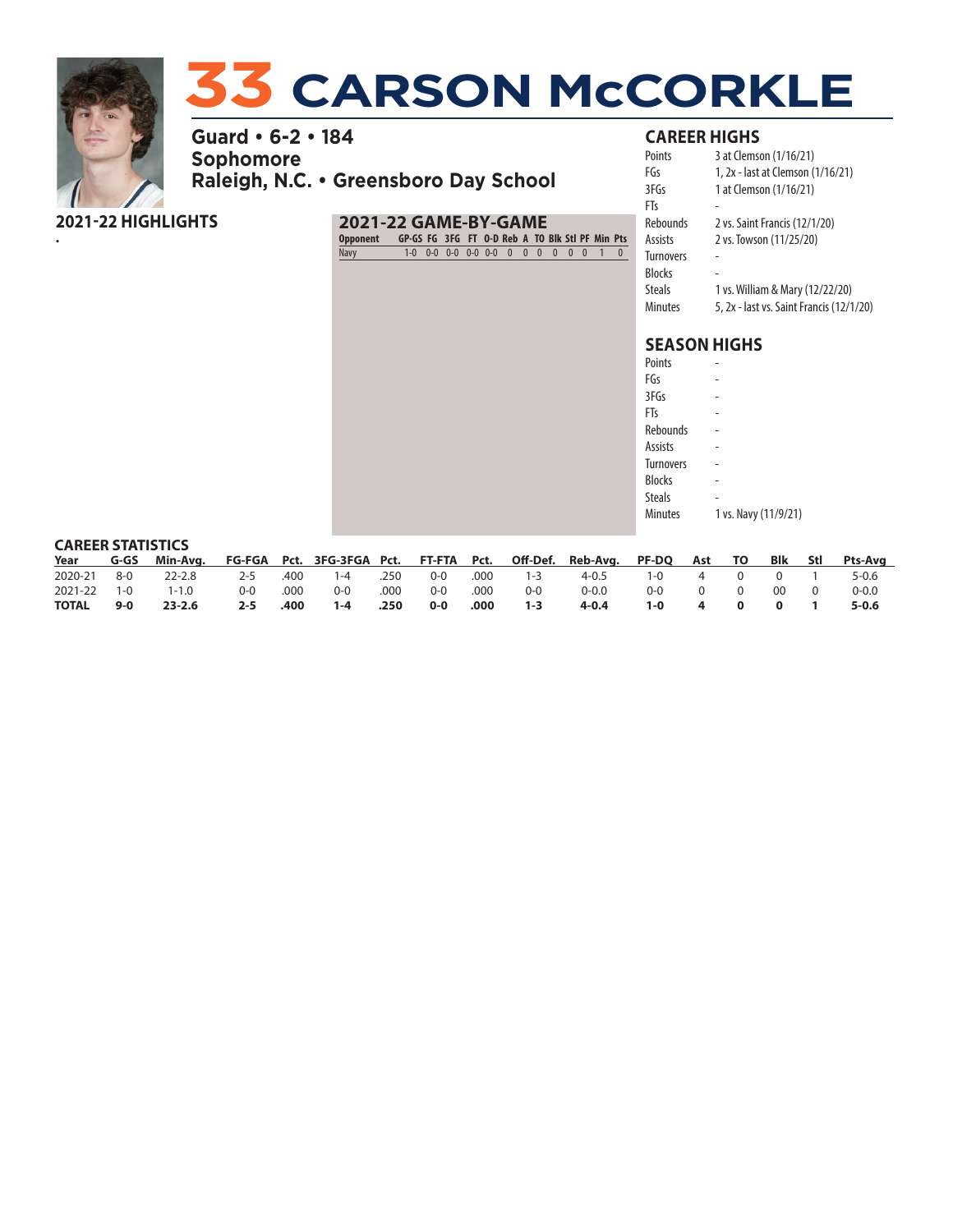# 33 CARSON McCORKLE

**Guard • 6-2 • 184**
**Sophomore**
**Raleigh, N.C. • Greensboro Day School**

## 2021-22 HIGHLIGHTS

•

## 2021-22 GAME-BY-GAME

| Opponent | GP-GS | FG | 3FG | FT | O-D | Reb | A | TO | Blk | Stl | PF | Min | Pts |
|---|---|---|---|---|---|---|---|---|---|---|---|---|---|
| Navy | 1-0 | 0-0 | 0-0 | 0-0 | 0-0 | 0 | 0 | 0 | 0 | 0 | 0 | 1 | 0 |

## CAREER HIGHS

| | |
|---|---|
| Points | 3 at Clemson (1/16/21) |
| FGs | 1, 2x - last at Clemson (1/16/21) |
| 3FGs | 1 at Clemson (1/16/21) |
| FTs | - |
| Rebounds | 2 vs. Saint Francis (12/1/20) |
| Assists | 2 vs. Towson (11/25/20) |
| Turnovers | - |
| Blocks | - |
| Steals | 1 vs. William & Mary (12/22/20) |
| Minutes | 5, 2x - last vs. Saint Francis (12/1/20) |

## SEASON HIGHS

| | |
|---|---|
| Points | - |
| FGs | - |
| 3FGs | - |
| FTs | - |
| Rebounds | - |
| Assists | - |
| Turnovers | - |
| Blocks | - |
| Steals | - |
| Minutes | 1 vs. Navy (11/9/21) |

## CAREER STATISTICS

| Year | G-GS | Min-Avg. | FG-FGA | Pct. | 3FG-3FGA | Pct. | FT-FTA | Pct. | Off-Def. | Reb-Avg. | PF-DQ | Ast | TO | Blk | Stl | Pts-Avg |
|---|---|---|---|---|---|---|---|---|---|---|---|---|---|---|---|---|
| 2020-21 | 8-0 | 22-2.8 | 2-5 | .400 | 1-4 | .250 | 0-0 | .000 | 1-3 | 4-0.5 | 1-0 | 4 | 0 | 0 | 1 | 5-0.6 |
| 2021-22 | 1-0 | 1-1.0 | 0-0 | .000 | 0-0 | .000 | 0-0 | .000 | 0-0 | 0-0.0 | 0-0 | 0 | 0 | 00 | 0 | 0-0.0 |
| **TOTAL** | **9-0** | **23-2.6** | **2-5** | **.400** | **1-4** | **.250** | **0-0** | **.000** | **1-3** | **4-0.4** | **1-0** | **4** | **0** | **0** | **1** | **5-0.6** |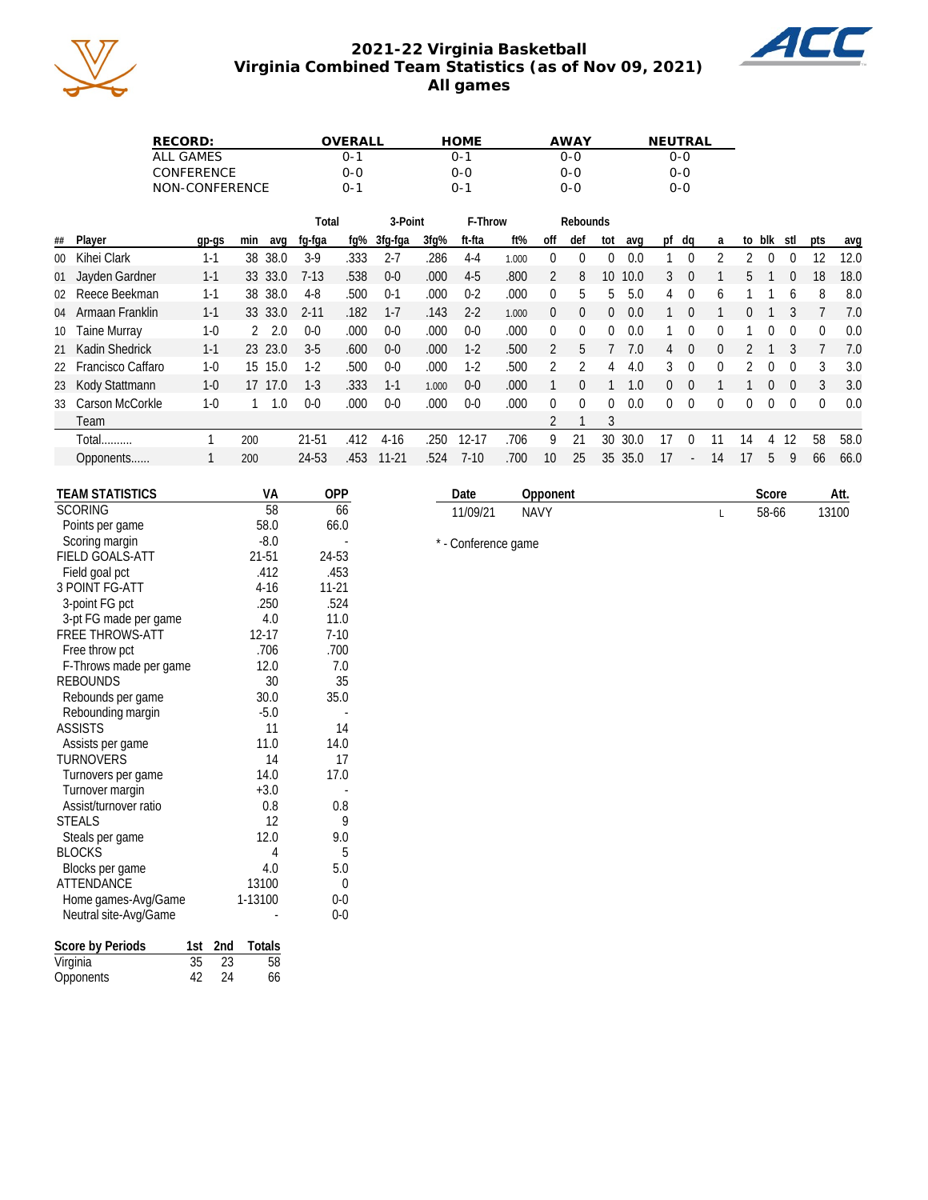# 2021-22 Virginia Basketball
## Virginia Combined Team Statistics (as of Nov 09, 2021)
## All games

| RECORD: | OVERALL | HOME | AWAY | NEUTRAL |
|---|---|---|---|---|
| ALL GAMES | 0-1 | 0-1 | 0-0 | 0-0 |
| CONFERENCE | 0-0 | 0-0 | 0-0 | 0-0 |
| NON-CONFERENCE | 0-1 | 0-1 | 0-0 | 0-0 |

| | | | | | Total | | 3-Point | | F-Throw | | Rebounds | | | | | | | | | | | |
|---|---|---|---|---|---|---|---|---|---|---|---|---|---|---|---|---|---|---|---|---|---|---|
| ## | Player | gp-gs | min | avg | fg-fga | fg% | 3fg-fga | 3fg% | ft-fta | ft% | off | def | tot | avg | pf | dq | a | to | blk | stl | pts | avg |
| 00 | Kihei Clark | 1-1 | 38 | 38.0 | 3-9 | .333 | 2-7 | .286 | 4-4 | 1.000 | 0 | 0 | 0 | 0.0 | 1 | 0 | 2 | 2 | 0 | 0 | 12 | 12.0 |
| 01 | Jayden Gardner | 1-1 | 33 | 33.0 | 7-13 | .538 | 0-0 | .000 | 4-5 | .800 | 2 | 8 | 10 | 10.0 | 3 | 0 | 1 | 5 | 1 | 0 | 18 | 18.0 |
| 02 | Reece Beekman | 1-1 | 38 | 38.0 | 4-8 | .500 | 0-1 | .000 | 0-2 | .000 | 0 | 5 | 5 | 5.0 | 4 | 0 | 6 | 1 | 1 | 6 | 8 | 8.0 |
| 04 | Armaan Franklin | 1-1 | 33 | 33.0 | 2-11 | .182 | 1-7 | .143 | 2-2 | 1.000 | 0 | 0 | 0 | 0.0 | 1 | 0 | 1 | 0 | 1 | 3 | 7 | 7.0 |
| 10 | Taine Murray | 1-0 | 2 | 2.0 | 0-0 | .000 | 0-0 | .000 | 0-0 | .000 | 0 | 0 | 0 | 0.0 | 1 | 0 | 0 | 1 | 0 | 0 | 0 | 0.0 |
| 21 | Kadin Shedrick | 1-1 | 23 | 23.0 | 3-5 | .600 | 0-0 | .000 | 1-2 | .500 | 2 | 5 | 7 | 7.0 | 4 | 0 | 0 | 2 | 1 | 3 | 7 | 7.0 |
| 22 | Francisco Caffaro | 1-0 | 15 | 15.0 | 1-2 | .500 | 0-0 | .000 | 1-2 | .500 | 2 | 2 | 4 | 4.0 | 3 | 0 | 0 | 2 | 0 | 0 | 3 | 3.0 |
| 23 | Kody Stattmann | 1-0 | 17 | 17.0 | 1-3 | .333 | 1-1 | 1.000 | 0-0 | .000 | 1 | 0 | 1 | 1.0 | 0 | 0 | 1 | 1 | 0 | 0 | 3 | 3.0 |
| 33 | Carson McCorkle | 1-0 | 1 | 1.0 | 0-0 | .000 | 0-0 | .000 | 0-0 | .000 | 0 | 0 | 0 | 0.0 | 0 | 0 | 0 | 0 | 0 | 0 | 0 | 0.0 |
| | Team | | | | | | | | | | 2 | 1 | 3 | | | | | | | | | |
| | Total.......... | 1 | 200 | | 21-51 | .412 | 4-16 | .250 | 12-17 | .706 | 9 | 21 | 30 | 30.0 | 17 | 0 | 11 | 14 | 4 | 12 | 58 | 58.0 |
| | Opponents...... | 1 | 200 | | 24-53 | .453 | 11-21 | .524 | 7-10 | .700 | 10 | 25 | 35 | 35.0 | 17 | - | 14 | 17 | 5 | 9 | 66 | 66.0 |

| TEAM STATISTICS | VA | OPP |
|---|---|---|
| SCORING | 58 | 66 |
| Points per game | 58.0 | 66.0 |
| Scoring margin | -8.0 | - |
| FIELD GOALS-ATT | 21-51 | 24-53 |
| Field goal pct | .412 | .453 |
| 3 POINT FG-ATT | 4-16 | 11-21 |
| 3-point FG pct | .250 | .524 |
| 3-pt FG made per game | 4.0 | 11.0 |
| FREE THROWS-ATT | 12-17 | 7-10 |
| Free throw pct | .706 | .700 |
| F-Throws made per game | 12.0 | 7.0 |
| REBOUNDS | 30 | 35 |
| Rebounds per game | 30.0 | 35.0 |
| Rebounding margin | -5.0 | - |
| ASSISTS | 11 | 14 |
| Assists per game | 11.0 | 14.0 |
| TURNOVERS | 14 | 17 |
| Turnovers per game | 14.0 | 17.0 |
| Turnover margin | +3.0 | - |
| Assist/turnover ratio | 0.8 | 0.8 |
| STEALS | 12 | 9 |
| Steals per game | 12.0 | 9.0 |
| BLOCKS | 4 | 5 |
| Blocks per game | 4.0 | 5.0 |
| ATTENDANCE | 13100 | 0 |
| Home games-Avg/Game | 1-13100 | 0-0 |
| Neutral site-Avg/Game | - | 0-0 |

| Score by Periods | 1st | 2nd | Totals |
|---|---|---|---|
| Virginia | 35 | 23 | 58 |
| Opponents | 42 | 24 | 66 |

| Date | Opponent | | Score | Att. |
|---|---|---|---|---|
| 11/09/21 | NAVY | L | 58-66 | 13100 |

* - Conference game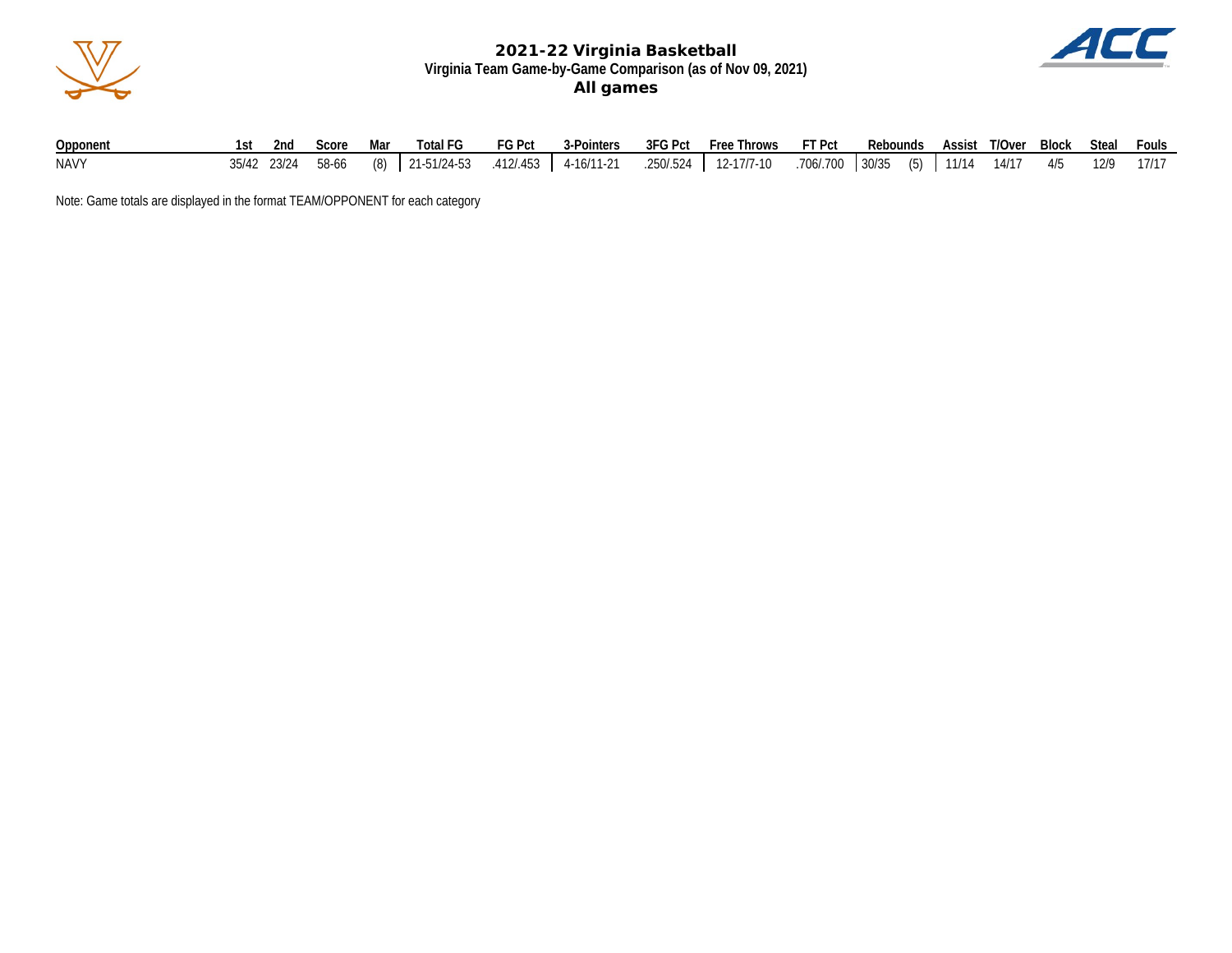# 2021-22 Virginia Basketball

**Virginia Team Game-by-Game Comparison (as of Nov 09, 2021)**

**All games**

| Opponent | 1st | 2nd | Score | Mar | Total FG | FG Pct | 3-Pointers | 3FG Pct | Free Throws | FT Pct | Rebounds | | Assist | T/Over | Block | Steal | Fouls |
|---|---|---|---|---|---|---|---|---|---|---|---|---|---|---|---|---|---|
| NAVY | 35/42 | 23/24 | 58-66 | (8) | 21-51/24-53 | .412/.453 | 4-16/11-21 | .250/.524 | 12-17/7-10 | .706/.700 | 30/35 | (5) | 11/14 | 14/17 | 4/5 | 12/9 | 17/17 |

Note: Game totals are displayed in the format TEAM/OPPONENT for each category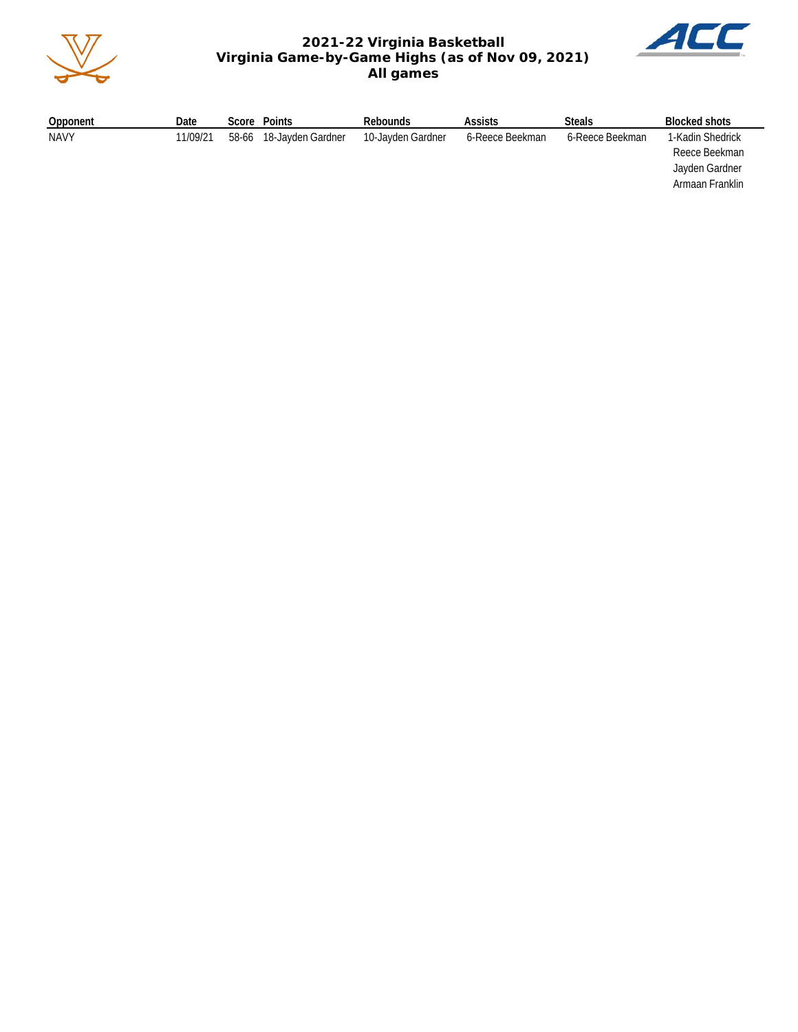# 2021-22 Virginia Basketball
## Virginia Game-by-Game Highs (as of Nov 09, 2021)
### All games

| Opponent | Date | Score | Points | Rebounds | Assists | Steals | Blocked shots |
|---|---|---|---|---|---|---|---|
| NAVY | 11/09/21 | 58-66 | 18-Jayden Gardner | 10-Jayden Gardner | 6-Reece Beekman | 6-Reece Beekman | 1-Kadin Shedrick<br>Reece Beekman<br>Jayden Gardner<br>Armaan Franklin |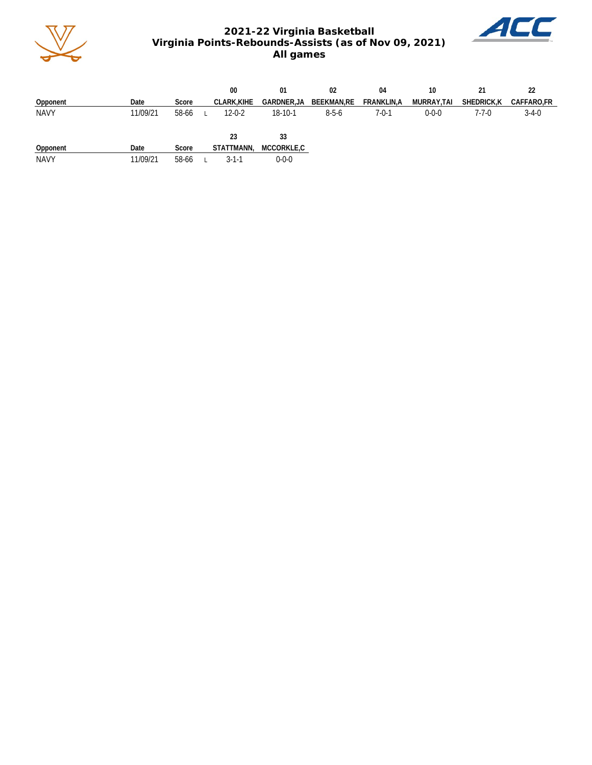# 2021-22 Virginia Basketball
## Virginia Points-Rebounds-Assists (as of Nov 09, 2021)
### All games

| Opponent | Date | Score | | 00 CLARK,KIHE | 01 GARDNER,JA | 02 BEEKMAN,RE | 04 FRANKLIN,A | 10 MURRAY,TAI | 21 SHEDRICK,K | 22 CAFFARO,FR |
|---|---|---|---|---|---|---|---|---|---|---|
| NAVY | 11/09/21 | 58-66 | L | 12-0-2 | 18-10-1 | 8-5-6 | 7-0-1 | 0-0-0 | 7-7-0 | 3-4-0 |

| Opponent | Date | Score | | 23 STATTMANN, | 33 MCCORKLE,C |
|---|---|---|---|---|---|
| NAVY | 11/09/21 | 58-66 | L | 3-1-1 | 0-0-0 |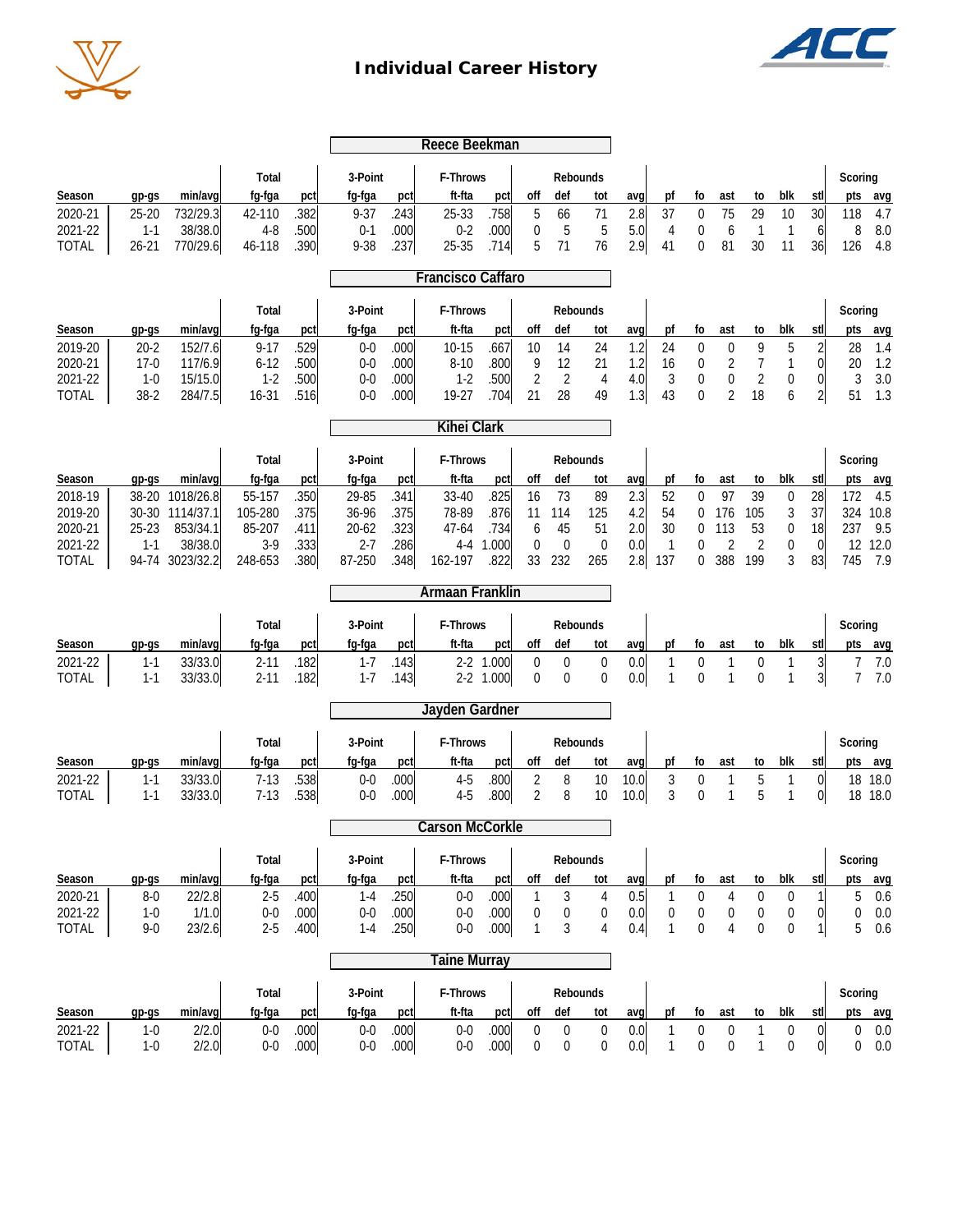# Individual Career History

## Reece Beekman

| Season | gp-gs | min/avg | Total fg-fga | pct | 3-Point fg-fga | pct | F-Throws ft-fta | pct | Rebounds off | def | tot | avg | pf | fo | ast | to | blk | stl | Scoring pts | avg |
|---|---|---|---|---|---|---|---|---|---|---|---|---|---|---|---|---|---|---|---|---|
| 2020-21 | 25-20 | 732/29.3 | 42-110 | .382 | 9-37 | .243 | 25-33 | .758 | 5 | 66 | 71 | 2.8 | 37 | 0 | 75 | 29 | 10 | 30 | 118 | 4.7 |
| 2021-22 | 1-1 | 38/38.0 | 4-8 | .500 | 0-1 | .000 | 0-2 | .000 | 0 | 5 | 5 | 5.0 | 4 | 0 | 6 | 1 | 1 | 6 | 8 | 8.0 |
| TOTAL | 26-21 | 770/29.6 | 46-118 | .390 | 9-38 | .237 | 25-35 | .714 | 5 | 71 | 76 | 2.9 | 41 | 0 | 81 | 30 | 11 | 36 | 126 | 4.8 |

## Francisco Caffaro

| Season | gp-gs | min/avg | Total fg-fga | pct | 3-Point fg-fga | pct | F-Throws ft-fta | pct | Rebounds off | def | tot | avg | pf | fo | ast | to | blk | stl | Scoring pts | avg |
|---|---|---|---|---|---|---|---|---|---|---|---|---|---|---|---|---|---|---|---|---|
| 2019-20 | 20-2 | 152/7.6 | 9-17 | .529 | 0-0 | .000 | 10-15 | .667 | 10 | 14 | 24 | 1.2 | 24 | 0 | 0 | 9 | 5 | 2 | 28 | 1.4 |
| 2020-21 | 17-0 | 117/6.9 | 6-12 | .500 | 0-0 | .000 | 8-10 | .800 | 9 | 12 | 21 | 1.2 | 16 | 0 | 2 | 7 | 1 | 0 | 20 | 1.2 |
| 2021-22 | 1-0 | 15/15.0 | 1-2 | .500 | 0-0 | .000 | 1-2 | .500 | 2 | 2 | 4 | 4.0 | 3 | 0 | 0 | 2 | 0 | 0 | 3 | 3.0 |
| TOTAL | 38-2 | 284/7.5 | 16-31 | .516 | 0-0 | .000 | 19-27 | .704 | 21 | 28 | 49 | 1.3 | 43 | 0 | 2 | 18 | 6 | 2 | 51 | 1.3 |

## Kihei Clark

| Season | gp-gs | min/avg | Total fg-fga | pct | 3-Point fg-fga | pct | F-Throws ft-fta | pct | Rebounds off | def | tot | avg | pf | fo | ast | to | blk | stl | Scoring pts | avg |
|---|---|---|---|---|---|---|---|---|---|---|---|---|---|---|---|---|---|---|---|---|
| 2018-19 | 38-20 | 1018/26.8 | 55-157 | .350 | 29-85 | .341 | 33-40 | .825 | 16 | 73 | 89 | 2.3 | 52 | 0 | 97 | 39 | 0 | 28 | 172 | 4.5 |
| 2019-20 | 30-30 | 1114/37.1 | 105-280 | .375 | 36-96 | .375 | 78-89 | .876 | 11 | 114 | 125 | 4.2 | 54 | 0 | 176 | 105 | 3 | 37 | 324 | 10.8 |
| 2020-21 | 25-23 | 853/34.1 | 85-207 | .411 | 20-62 | .323 | 47-64 | .734 | 6 | 45 | 51 | 2.0 | 30 | 0 | 113 | 53 | 0 | 18 | 237 | 9.5 |
| 2021-22 | 1-1 | 38/38.0 | 3-9 | .333 | 2-7 | .286 | 4-4 | 1.000 | 0 | 0 | 0 | 0.0 | 1 | 0 | 2 | 2 | 0 | 0 | 12 | 12.0 |
| TOTAL | 94-74 | 3023/32.2 | 248-653 | .380 | 87-250 | .348 | 162-197 | .822 | 33 | 232 | 265 | 2.8 | 137 | 0 | 388 | 199 | 3 | 83 | 745 | 7.9 |

## Armaan Franklin

| Season | gp-gs | min/avg | Total fg-fga | pct | 3-Point fg-fga | pct | F-Throws ft-fta | pct | Rebounds off | def | tot | avg | pf | fo | ast | to | blk | stl | Scoring pts | avg |
|---|---|---|---|---|---|---|---|---|---|---|---|---|---|---|---|---|---|---|---|---|
| 2021-22 | 1-1 | 33/33.0 | 2-11 | .182 | 1-7 | .143 | 2-2 | 1.000 | 0 | 0 | 0 | 0.0 | 1 | 0 | 1 | 0 | 1 | 3 | 7 | 7.0 |
| TOTAL | 1-1 | 33/33.0 | 2-11 | .182 | 1-7 | .143 | 2-2 | 1.000 | 0 | 0 | 0 | 0.0 | 1 | 0 | 1 | 0 | 1 | 3 | 7 | 7.0 |

## Jayden Gardner

| Season | gp-gs | min/avg | Total fg-fga | pct | 3-Point fg-fga | pct | F-Throws ft-fta | pct | Rebounds off | def | tot | avg | pf | fo | ast | to | blk | stl | Scoring pts | avg |
|---|---|---|---|---|---|---|---|---|---|---|---|---|---|---|---|---|---|---|---|---|
| 2021-22 | 1-1 | 33/33.0 | 7-13 | .538 | 0-0 | .000 | 4-5 | .800 | 2 | 8 | 10 | 10.0 | 3 | 0 | 1 | 5 | 1 | 0 | 18 | 18.0 |
| TOTAL | 1-1 | 33/33.0 | 7-13 | .538 | 0-0 | .000 | 4-5 | .800 | 2 | 8 | 10 | 10.0 | 3 | 0 | 1 | 5 | 1 | 0 | 18 | 18.0 |

## Carson McCorkle

| Season | gp-gs | min/avg | Total fg-fga | pct | 3-Point fg-fga | pct | F-Throws ft-fta | pct | Rebounds off | def | tot | avg | pf | fo | ast | to | blk | stl | Scoring pts | avg |
|---|---|---|---|---|---|---|---|---|---|---|---|---|---|---|---|---|---|---|---|---|
| 2020-21 | 8-0 | 22/2.8 | 2-5 | .400 | 1-4 | .250 | 0-0 | .000 | 1 | 3 | 4 | 0.5 | 1 | 0 | 4 | 0 | 0 | 1 | 5 | 0.6 |
| 2021-22 | 1-0 | 1/1.0 | 0-0 | .000 | 0-0 | .000 | 0-0 | .000 | 0 | 0 | 0 | 0.0 | 0 | 0 | 0 | 0 | 0 | 0 | 0 | 0.0 |
| TOTAL | 9-0 | 23/2.6 | 2-5 | .400 | 1-4 | .250 | 0-0 | .000 | 1 | 3 | 4 | 0.4 | 1 | 0 | 4 | 0 | 0 | 1 | 5 | 0.6 |

## Taine Murray

| Season | gp-gs | min/avg | Total fg-fga | pct | 3-Point fg-fga | pct | F-Throws ft-fta | pct | Rebounds off | def | tot | avg | pf | fo | ast | to | blk | stl | Scoring pts | avg |
|---|---|---|---|---|---|---|---|---|---|---|---|---|---|---|---|---|---|---|---|---|
| 2021-22 | 1-0 | 2/2.0 | 0-0 | .000 | 0-0 | .000 | 0-0 | .000 | 0 | 0 | 0 | 0.0 | 1 | 0 | 0 | 1 | 0 | 0 | 0 | 0.0 |
| TOTAL | 1-0 | 2/2.0 | 0-0 | .000 | 0-0 | .000 | 0-0 | .000 | 0 | 0 | 0 | 0.0 | 1 | 0 | 0 | 1 | 0 | 0 | 0 | 0.0 |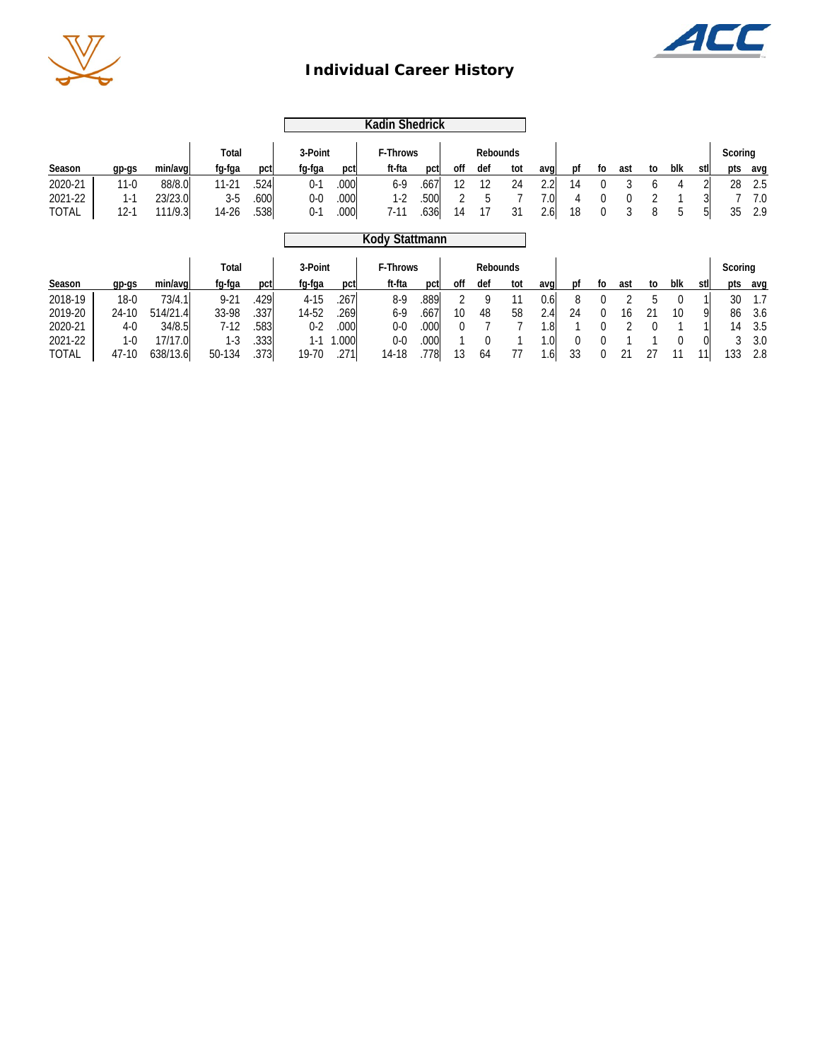# Individual Career History

## Kadin Shedrick

| | | | Total | | 3-Point | | F-Throws | | Rebounds | | | | | | | | | | Scoring | |
|---|---|---|---|---|---|---|---|---|---|---|---|---|---|---|---|---|---|---|---|---|
| Season | gp-gs | min/avg | fg-fga | pct | fg-fga | pct | ft-fta | pct | off | def | tot | avg | pf | fo | ast | to | blk | stl | pts | avg |
| 2020-21 | 11-0 | 88/8.0 | 11-21 | .524 | 0-1 | .000 | 6-9 | .667 | 12 | 12 | 24 | 2.2 | 14 | 0 | 3 | 6 | 4 | 2 | 28 | 2.5 |
| 2021-22 | 1-1 | 23/23.0 | 3-5 | .600 | 0-0 | .000 | 1-2 | .500 | 2 | 5 | 7 | 7.0 | 4 | 0 | 0 | 2 | 1 | 3 | 7 | 7.0 |
| TOTAL | 12-1 | 111/9.3 | 14-26 | .538 | 0-1 | .000 | 7-11 | .636 | 14 | 17 | 31 | 2.6 | 18 | 0 | 3 | 8 | 5 | 5 | 35 | 2.9 |

## Kody Stattmann

| | | | Total | | 3-Point | | F-Throws | | Rebounds | | | | | | | | | | Scoring | |
|---|---|---|---|---|---|---|---|---|---|---|---|---|---|---|---|---|---|---|---|---|
| Season | gp-gs | min/avg | fg-fga | pct | fg-fga | pct | ft-fta | pct | off | def | tot | avg | pf | fo | ast | to | blk | stl | pts | avg |
| 2018-19 | 18-0 | 73/4.1 | 9-21 | .429 | 4-15 | .267 | 8-9 | .889 | 2 | 9 | 11 | 0.6 | 8 | 0 | 2 | 5 | 0 | 1 | 30 | 1.7 |
| 2019-20 | 24-10 | 514/21.4 | 33-98 | .337 | 14-52 | .269 | 6-9 | .667 | 10 | 48 | 58 | 2.4 | 24 | 0 | 16 | 21 | 10 | 9 | 86 | 3.6 |
| 2020-21 | 4-0 | 34/8.5 | 7-12 | .583 | 0-2 | .000 | 0-0 | .000 | 0 | 7 | 7 | 1.8 | 1 | 0 | 2 | 0 | 1 | 1 | 14 | 3.5 |
| 2021-22 | 1-0 | 17/17.0 | 1-3 | .333 | 1-1 | 1.000 | 0-0 | .000 | 1 | 0 | 1 | 1.0 | 0 | 0 | 1 | 1 | 0 | 0 | 3 | 3.0 |
| TOTAL | 47-10 | 638/13.6 | 50-134 | .373 | 19-70 | .271 | 14-18 | .778 | 13 | 64 | 77 | 1.6 | 33 | 0 | 21 | 27 | 11 | 11 | 133 | 2.8 |